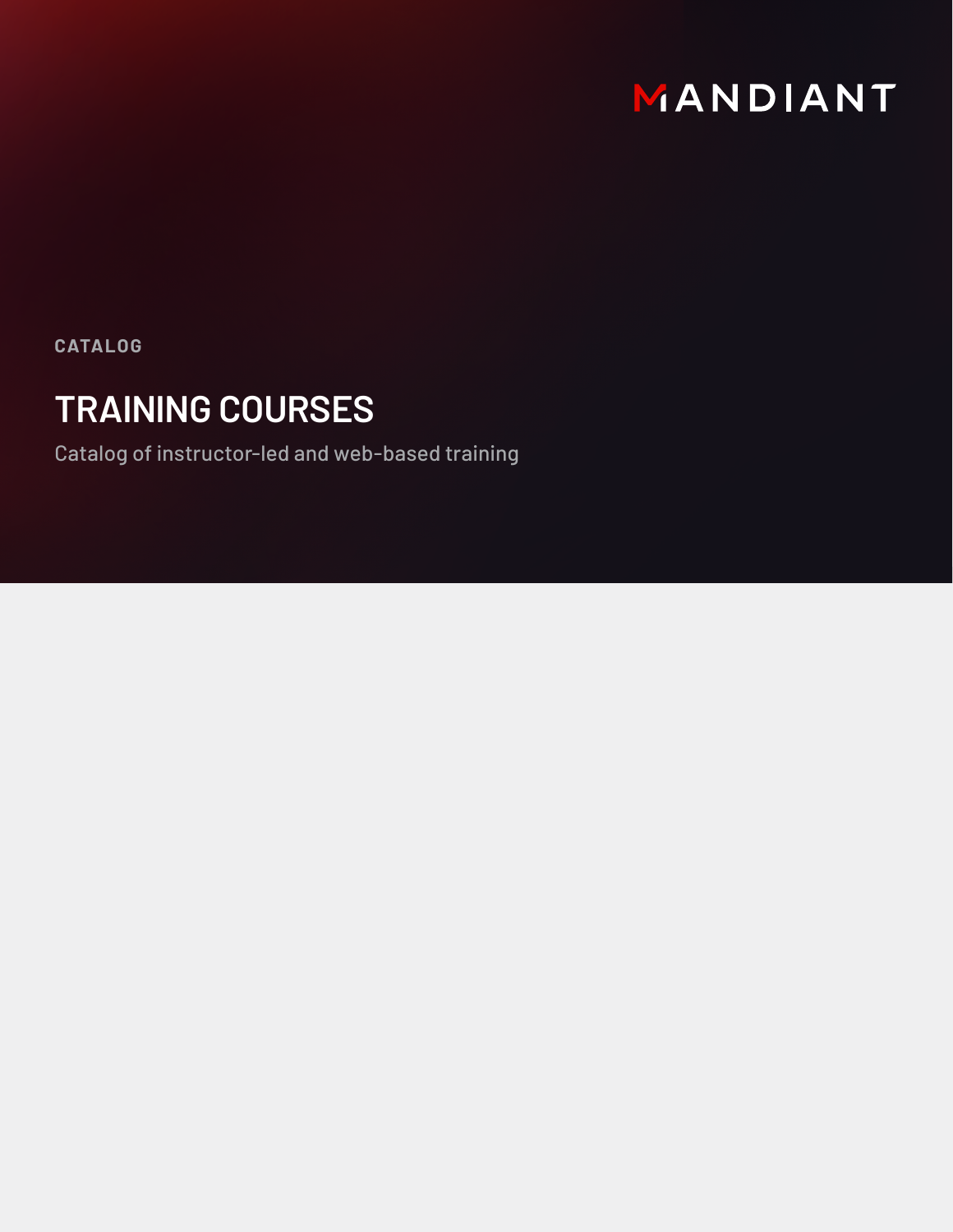MANDIANT

CATALOG

# TRAINING COURSES

Catalog of instructor-led and web-based training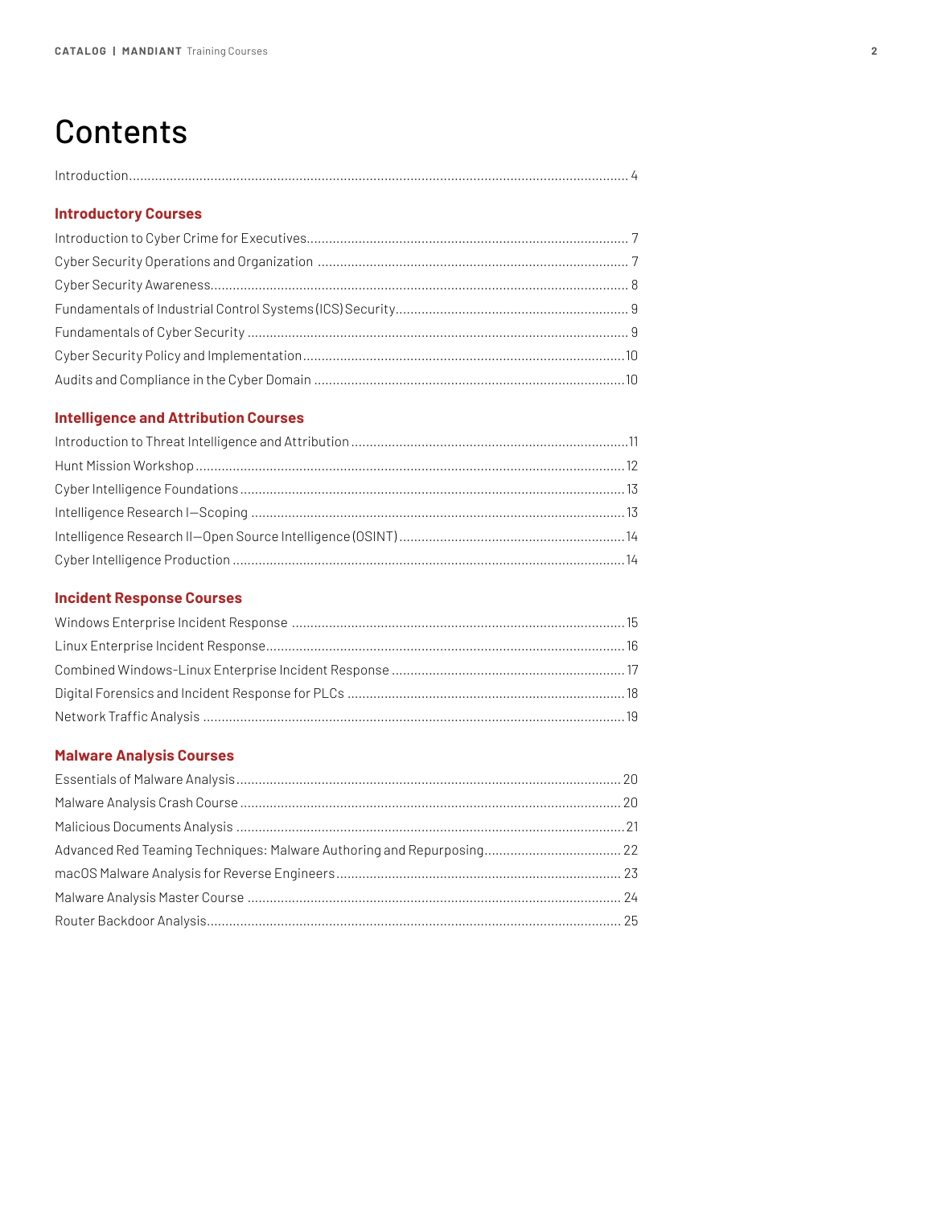# Contents

Introduction ..... 4

## Introductory Courses

Introduction to Cyber Crime for Executives ..... 7
Cyber Security Operations and Organization ..... 7
Cyber Security Awareness ..... 8
Fundamentals of Industrial Control Systems (ICS) Security ..... 9
Fundamentals of Cyber Security ..... 9
Cyber Security Policy and Implementation ..... 10
Audits and Compliance in the Cyber Domain ..... 10

## Intelligence and Attribution Courses

Introduction to Threat Intelligence and Attribution ..... 11
Hunt Mission Workshop ..... 12
Cyber Intelligence Foundations ..... 13
Intelligence Research I—Scoping ..... 13
Intelligence Research II—Open Source Intelligence (OSINT) ..... 14
Cyber Intelligence Production ..... 14

## Incident Response Courses

Windows Enterprise Incident Response ..... 15
Linux Enterprise Incident Response ..... 16
Combined Windows-Linux Enterprise Incident Response ..... 17
Digital Forensics and Incident Response for PLCs ..... 18
Network Traffic Analysis ..... 19

## Malware Analysis Courses

Essentials of Malware Analysis ..... 20
Malware Analysis Crash Course ..... 20
Malicious Documents Analysis ..... 21
Advanced Red Teaming Techniques: Malware Authoring and Repurposing ..... 22
macOS Malware Analysis for Reverse Engineers ..... 23
Malware Analysis Master Course ..... 24
Router Backdoor Analysis ..... 25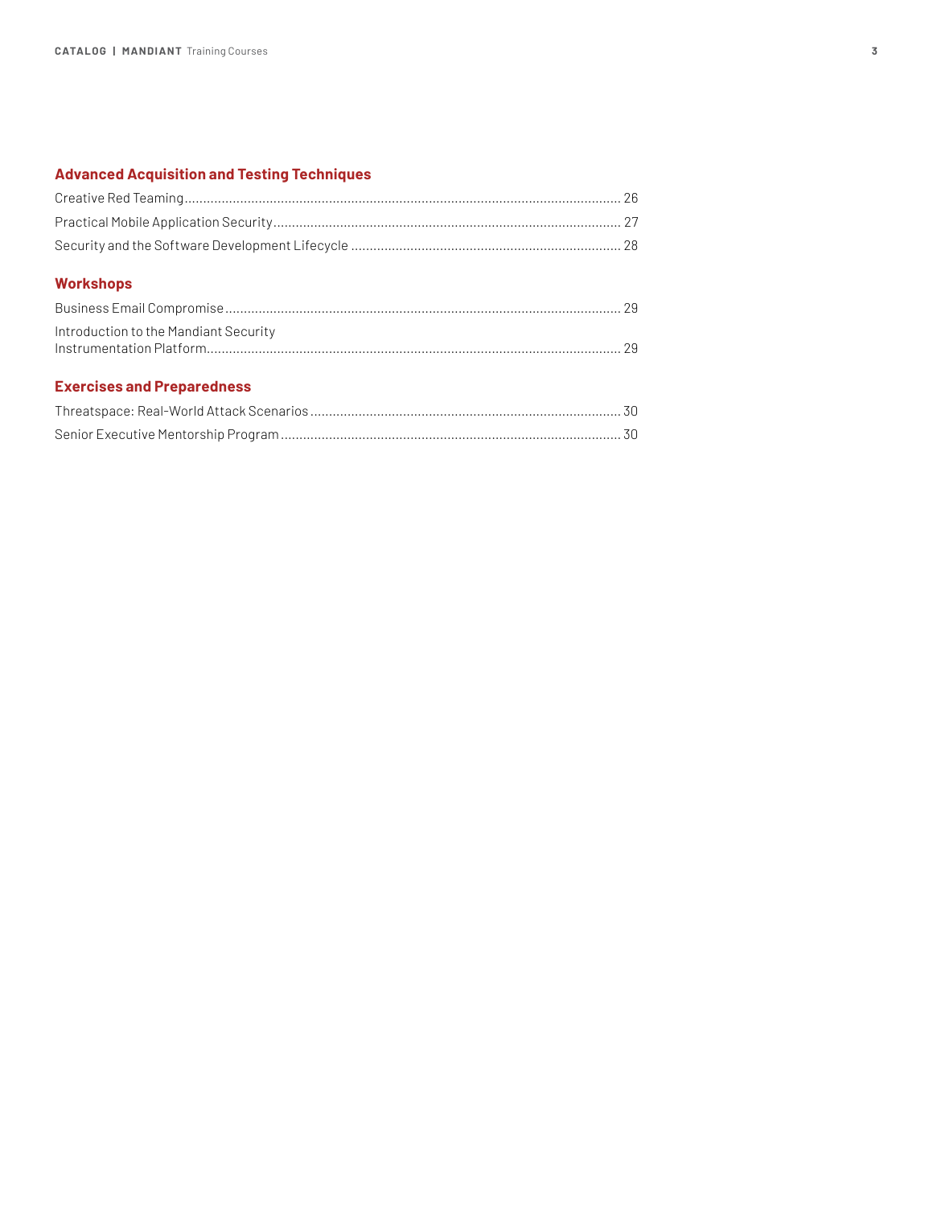## Advanced Acquisition and Testing Techniques

Creative Red Teaming ........ 26

Practical Mobile Application Security ........ 27

Security and the Software Development Lifecycle ........ 28

## Workshops

Business Email Compromise ........ 29

Introduction to the Mandiant Security Instrumentation Platform ........ 29

## Exercises and Preparedness

Threatspace: Real-World Attack Scenarios ........ 30

Senior Executive Mentorship Program ........ 30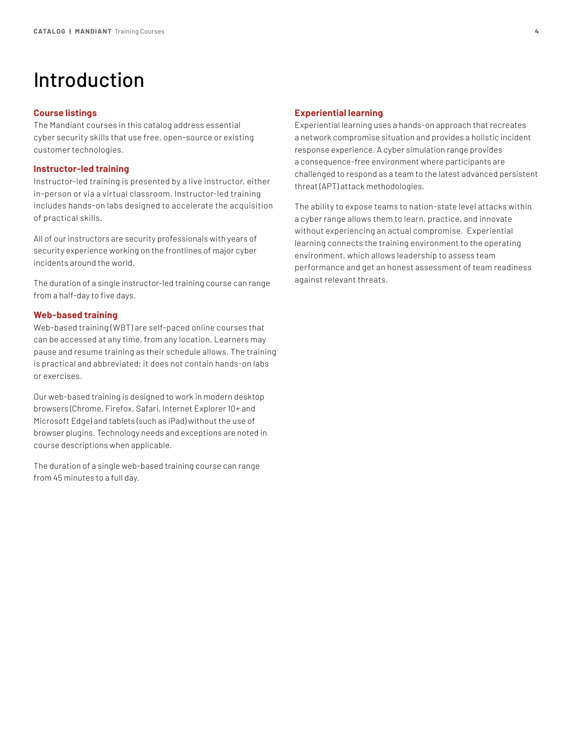# Introduction

## Course listings

The Mandiant courses in this catalog address essential cyber security skills that use free, open-source or existing customer technologies.

## Instructor-led training

Instructor-led training is presented by a live instructor, either in-person or via a virtual classroom. Instructor-led training includes hands-on labs designed to accelerate the acquisition of practical skills.

All of our instructors are security professionals with years of security experience working on the frontlines of major cyber incidents around the world.

The duration of a single instructor-led training course can range from a half-day to five days.

## Web-based training

Web-based training (WBT) are self-paced online courses that can be accessed at any time, from any location. Learners may pause and resume training as their schedule allows. The training is practical and abbreviated; it does not contain hands-on labs or exercises.

Our web-based training is designed to work in modern desktop browsers (Chrome, Firefox, Safari, Internet Explorer 10+ and Microsoft Edge) and tablets (such as iPad) without the use of browser plugins. Technology needs and exceptions are noted in course descriptions when applicable.

The duration of a single web-based training course can range from 45 minutes to a full day.

## Experiential learning

Experiential learning uses a hands-on approach that recreates a network compromise situation and provides a holistic incident response experience. A cyber simulation range provides a consequence-free environment where participants are challenged to respond as a team to the latest advanced persistent threat (APT) attack methodologies.

The ability to expose teams to nation-state level attacks within a cyber range allows them to learn, practice, and innovate without experiencing an actual compromise. Experiential learning connects the training environment to the operating environment, which allows leadership to assess team performance and get an honest assessment of team readiness against relevant threats.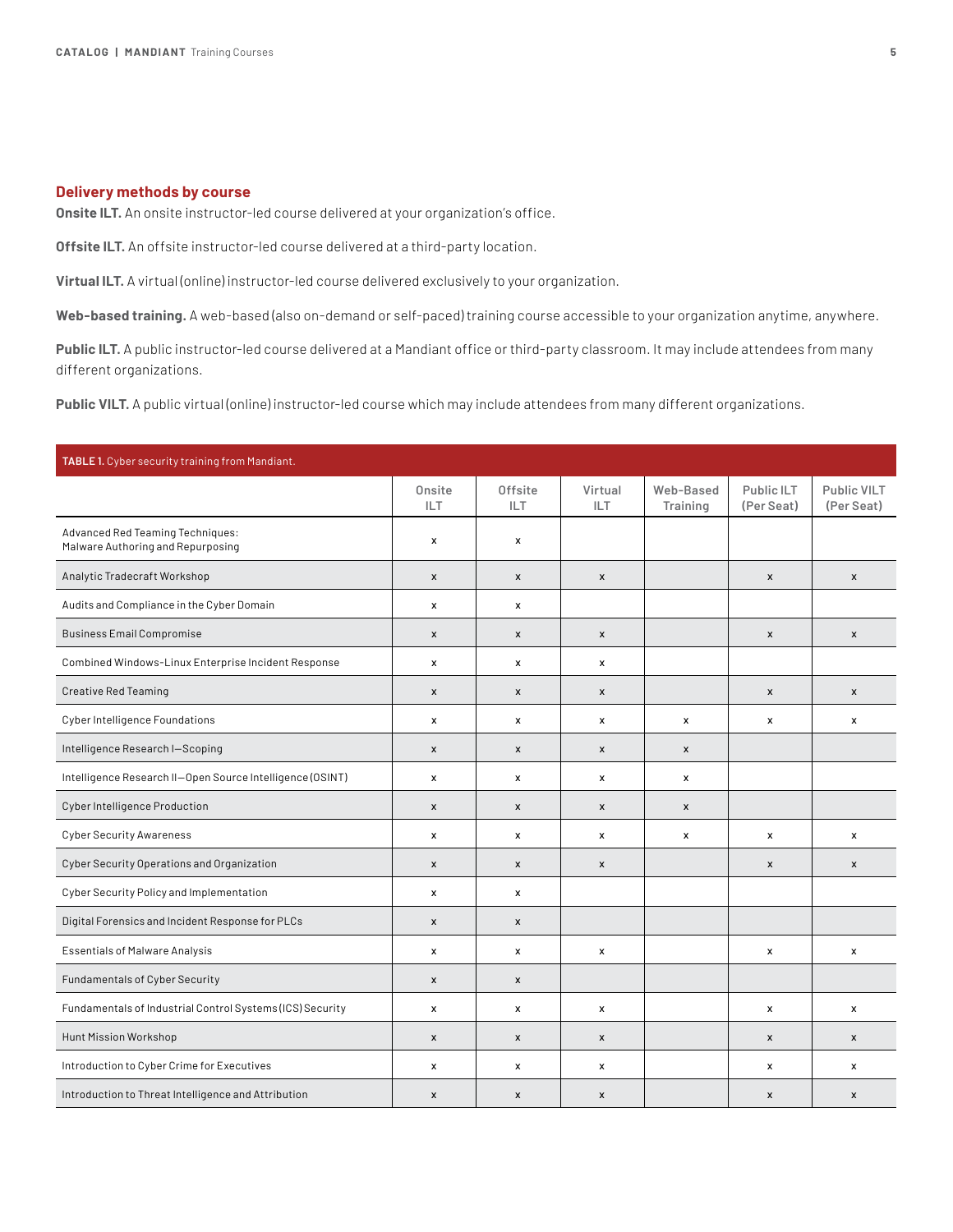## Delivery methods by course

**Onsite ILT.** An onsite instructor-led course delivered at your organization's office.

**Offsite ILT.** An offsite instructor-led course delivered at a third-party location.

**Virtual ILT.** A virtual (online) instructor-led course delivered exclusively to your organization.

**Web-based training.** A web-based (also on-demand or self-paced) training course accessible to your organization anytime, anywhere.

**Public ILT.** A public instructor-led course delivered at a Mandiant office or third-party classroom. It may include attendees from many different organizations.

**Public VILT.** A public virtual (online) instructor-led course which may include attendees from many different organizations.

**TABLE 1.** Cyber security training from Mandiant.

| | Onsite ILT | Offsite ILT | Virtual ILT | Web-Based Training | Public ILT (Per Seat) | Public VILT (Per Seat) |
|---|---|---|---|---|---|---|
| Advanced Red Teaming Techniques: Malware Authoring and Repurposing | x | x | | | | |
| Analytic Tradecraft Workshop | x | x | x | | x | x |
| Audits and Compliance in the Cyber Domain | x | x | | | | |
| Business Email Compromise | x | x | x | | x | x |
| Combined Windows-Linux Enterprise Incident Response | x | x | x | | | |
| Creative Red Teaming | x | x | x | | x | x |
| Cyber Intelligence Foundations | x | x | x | x | x | x |
| Intelligence Research I—Scoping | x | x | x | x | | |
| Intelligence Research II—Open Source Intelligence (OSINT) | x | x | x | x | | |
| Cyber Intelligence Production | x | x | x | x | | |
| Cyber Security Awareness | x | x | x | x | x | x |
| Cyber Security Operations and Organization | x | x | x | | x | x |
| Cyber Security Policy and Implementation | x | x | | | | |
| Digital Forensics and Incident Response for PLCs | x | x | | | | |
| Essentials of Malware Analysis | x | x | x | | x | x |
| Fundamentals of Cyber Security | x | x | | | | |
| Fundamentals of Industrial Control Systems (ICS) Security | x | x | x | | x | x |
| Hunt Mission Workshop | x | x | x | | x | x |
| Introduction to Cyber Crime for Executives | x | x | x | | x | x |
| Introduction to Threat Intelligence and Attribution | x | x | x | | x | x |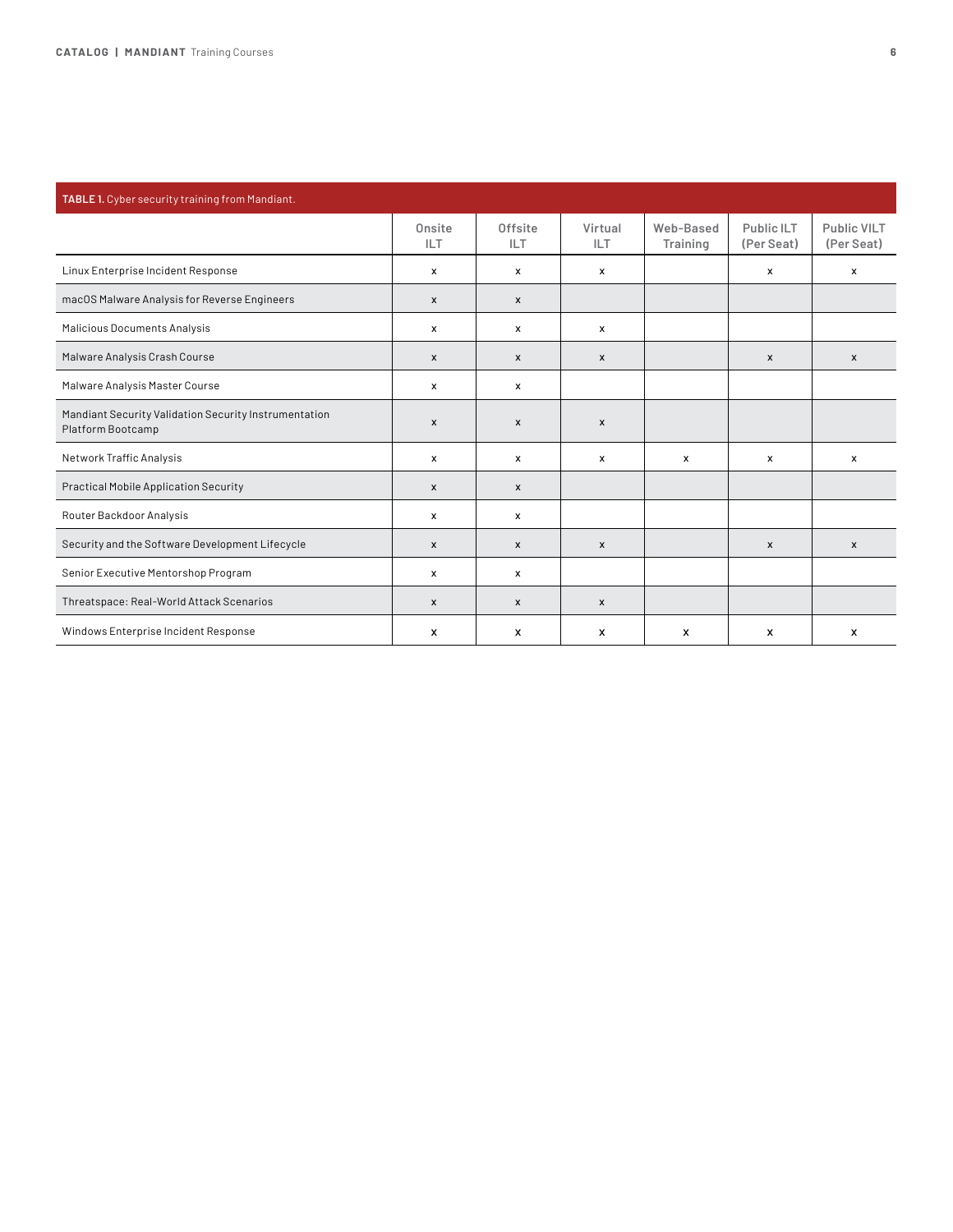**TABLE 1.** Cyber security training from Mandiant.

| | Onsite ILT | Offsite ILT | Virtual ILT | Web-Based Training | Public ILT (Per Seat) | Public VILT (Per Seat) |
|---|---|---|---|---|---|---|
| Linux Enterprise Incident Response | x | x | x | | x | x |
| macOS Malware Analysis for Reverse Engineers | x | x | | | | |
| Malicious Documents Analysis | x | x | x | | | |
| Malware Analysis Crash Course | x | x | x | | x | x |
| Malware Analysis Master Course | x | x | | | | |
| Mandiant Security Validation Security Instrumentation Platform Bootcamp | x | x | x | | | |
| Network Traffic Analysis | x | x | x | x | x | x |
| Practical Mobile Application Security | x | x | | | | |
| Router Backdoor Analysis | x | x | | | | |
| Security and the Software Development Lifecycle | x | x | x | | x | x |
| Senior Executive Mentorshop Program | x | x | | | | |
| Threatspace: Real-World Attack Scenarios | x | x | x | | | |
| Windows Enterprise Incident Response | x | x | x | x | x | x |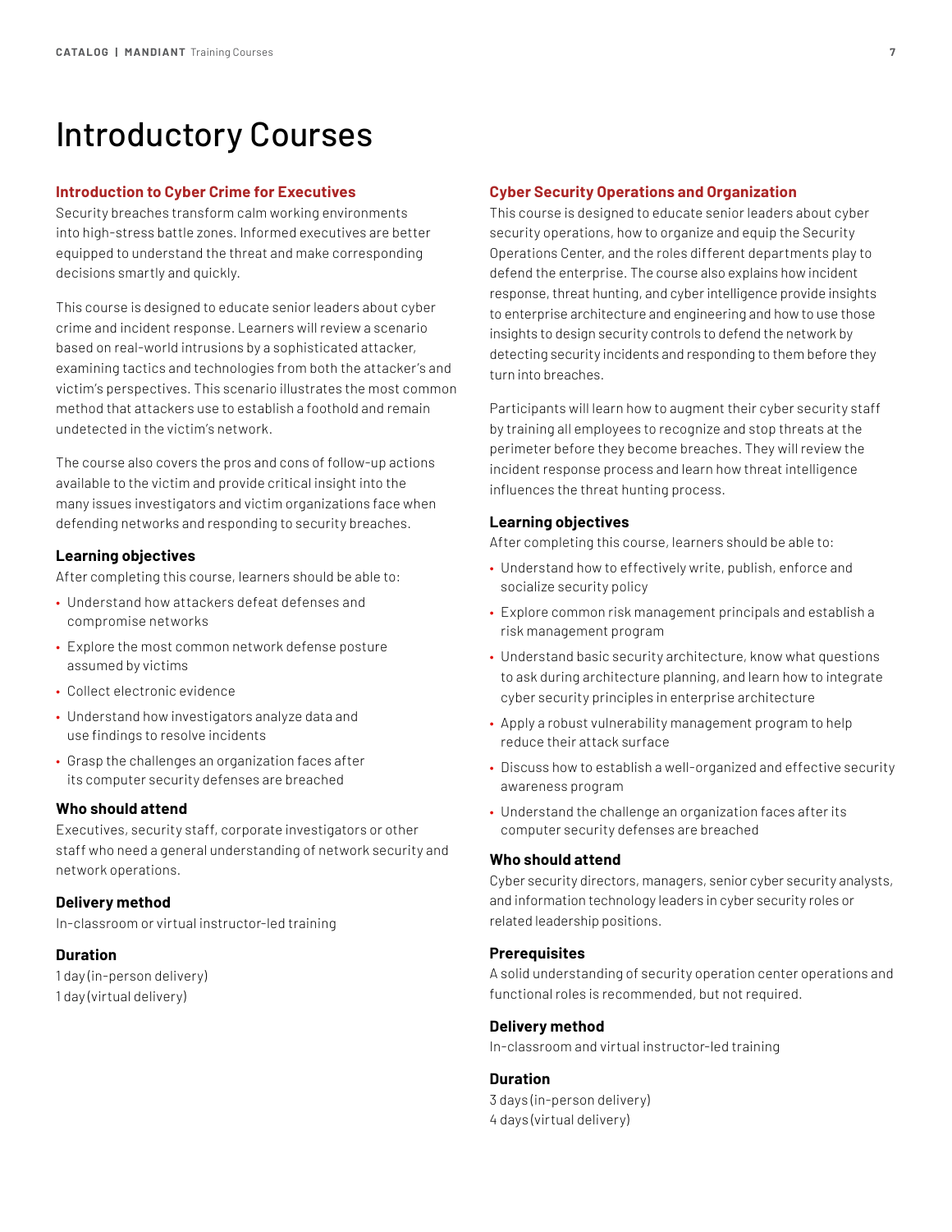# Introductory Courses

## Introduction to Cyber Crime for Executives

Security breaches transform calm working environments into high-stress battle zones. Informed executives are better equipped to understand the threat and make corresponding decisions smartly and quickly.

This course is designed to educate senior leaders about cyber crime and incident response. Learners will review a scenario based on real-world intrusions by a sophisticated attacker, examining tactics and technologies from both the attacker's and victim's perspectives. This scenario illustrates the most common method that attackers use to establish a foothold and remain undetected in the victim's network.

The course also covers the pros and cons of follow-up actions available to the victim and provide critical insight into the many issues investigators and victim organizations face when defending networks and responding to security breaches.

### Learning objectives

After completing this course, learners should be able to:

- Understand how attackers defeat defenses and compromise networks
- Explore the most common network defense posture assumed by victims
- Collect electronic evidence
- Understand how investigators analyze data and use findings to resolve incidents
- Grasp the challenges an organization faces after its computer security defenses are breached

### Who should attend

Executives, security staff, corporate investigators or other staff who need a general understanding of network security and network operations.

### Delivery method

In-classroom or virtual instructor-led training

### Duration

1 day (in-person delivery)
1 day (virtual delivery)

## Cyber Security Operations and Organization

This course is designed to educate senior leaders about cyber security operations, how to organize and equip the Security Operations Center, and the roles different departments play to defend the enterprise. The course also explains how incident response, threat hunting, and cyber intelligence provide insights to enterprise architecture and engineering and how to use those insights to design security controls to defend the network by detecting security incidents and responding to them before they turn into breaches.

Participants will learn how to augment their cyber security staff by training all employees to recognize and stop threats at the perimeter before they become breaches. They will review the incident response process and learn how threat intelligence influences the threat hunting process.

### Learning objectives

After completing this course, learners should be able to:

- Understand how to effectively write, publish, enforce and socialize security policy
- Explore common risk management principals and establish a risk management program
- Understand basic security architecture, know what questions to ask during architecture planning, and learn how to integrate cyber security principles in enterprise architecture
- Apply a robust vulnerability management program to help reduce their attack surface
- Discuss how to establish a well-organized and effective security awareness program
- Understand the challenge an organization faces after its computer security defenses are breached

### Who should attend

Cyber security directors, managers, senior cyber security analysts, and information technology leaders in cyber security roles or related leadership positions.

### Prerequisites

A solid understanding of security operation center operations and functional roles is recommended, but not required.

### Delivery method

In-classroom and virtual instructor-led training

### Duration

3 days (in-person delivery)
4 days (virtual delivery)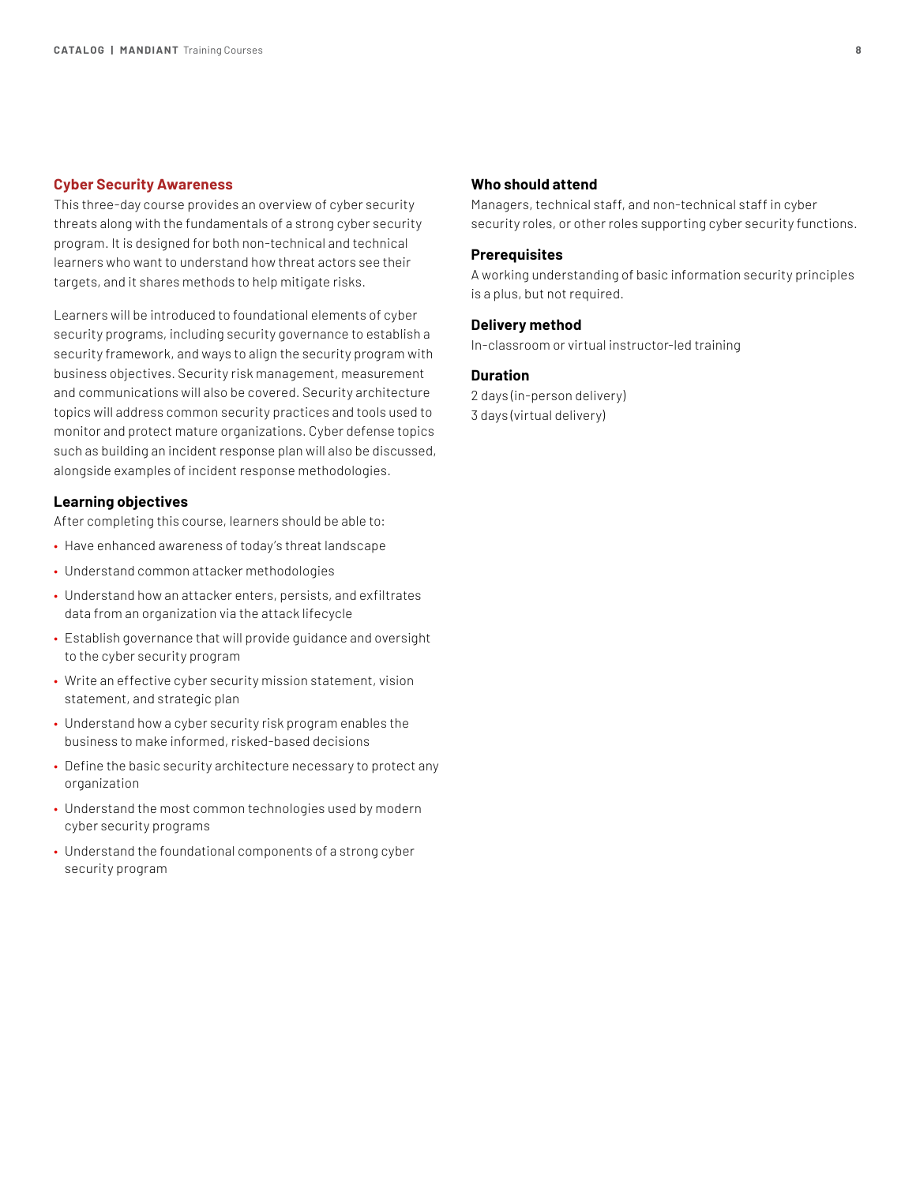## Cyber Security Awareness

This three-day course provides an overview of cyber security threats along with the fundamentals of a strong cyber security program. It is designed for both non-technical and technical learners who want to understand how threat actors see their targets, and it shares methods to help mitigate risks.

Learners will be introduced to foundational elements of cyber security programs, including security governance to establish a security framework, and ways to align the security program with business objectives. Security risk management, measurement and communications will also be covered. Security architecture topics will address common security practices and tools used to monitor and protect mature organizations. Cyber defense topics such as building an incident response plan will also be discussed, alongside examples of incident response methodologies.

### Learning objectives

After completing this course, learners should be able to:

- Have enhanced awareness of today's threat landscape
- Understand common attacker methodologies
- Understand how an attacker enters, persists, and exfiltrates data from an organization via the attack lifecycle
- Establish governance that will provide guidance and oversight to the cyber security program
- Write an effective cyber security mission statement, vision statement, and strategic plan
- Understand how a cyber security risk program enables the business to make informed, risked-based decisions
- Define the basic security architecture necessary to protect any organization
- Understand the most common technologies used by modern cyber security programs
- Understand the foundational components of a strong cyber security program

### Who should attend

Managers, technical staff, and non-technical staff in cyber security roles, or other roles supporting cyber security functions.

### Prerequisites

A working understanding of basic information security principles is a plus, but not required.

### Delivery method

In-classroom or virtual instructor-led training

### Duration

2 days (in-person delivery)
3 days (virtual delivery)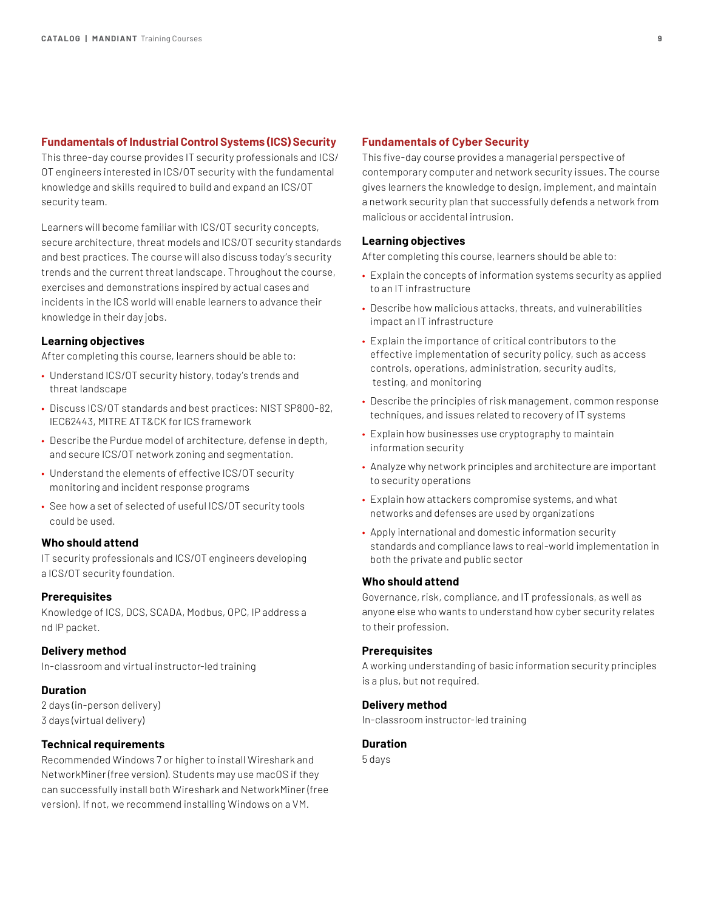## Fundamentals of Industrial Control Systems (ICS) Security

This three-day course provides IT security professionals and ICS/OT engineers interested in ICS/OT security with the fundamental knowledge and skills required to build and expand an ICS/OT security team.

Learners will become familiar with ICS/OT security concepts, secure architecture, threat models and ICS/OT security standards and best practices. The course will also discuss today's security trends and the current threat landscape. Throughout the course, exercises and demonstrations inspired by actual cases and incidents in the ICS world will enable learners to advance their knowledge in their day jobs.

### Learning objectives

After completing this course, learners should be able to:

- Understand ICS/OT security history, today's trends and threat landscape
- Discuss ICS/OT standards and best practices: NIST SP800-82, IEC62443, MITRE ATT&CK for ICS framework
- Describe the Purdue model of architecture, defense in depth, and secure ICS/OT network zoning and segmentation.
- Understand the elements of effective ICS/OT security monitoring and incident response programs
- See how a set of selected of useful ICS/OT security tools could be used.

### Who should attend

IT security professionals and ICS/OT engineers developing a ICS/OT security foundation.

### Prerequisites

Knowledge of ICS, DCS, SCADA, Modbus, OPC, IP address a nd IP packet.

### Delivery method

In-classroom and virtual instructor-led training

### Duration

2 days (in-person delivery)
3 days (virtual delivery)

### Technical requirements

Recommended Windows 7 or higher to install Wireshark and NetworkMiner (free version). Students may use macOS if they can successfully install both Wireshark and NetworkMiner (free version). If not, we recommend installing Windows on a VM.

## Fundamentals of Cyber Security

This five-day course provides a managerial perspective of contemporary computer and network security issues. The course gives learners the knowledge to design, implement, and maintain a network security plan that successfully defends a network from malicious or accidental intrusion.

### Learning objectives

After completing this course, learners should be able to:

- Explain the concepts of information systems security as applied to an IT infrastructure
- Describe how malicious attacks, threats, and vulnerabilities impact an IT infrastructure
- Explain the importance of critical contributors to the effective implementation of security policy, such as access controls, operations, administration, security audits, testing, and monitoring
- Describe the principles of risk management, common response techniques, and issues related to recovery of IT systems
- Explain how businesses use cryptography to maintain information security
- Analyze why network principles and architecture are important to security operations
- Explain how attackers compromise systems, and what networks and defenses are used by organizations
- Apply international and domestic information security standards and compliance laws to real-world implementation in both the private and public sector

### Who should attend

Governance, risk, compliance, and IT professionals, as well as anyone else who wants to understand how cyber security relates to their profession.

### Prerequisites

A working understanding of basic information security principles is a plus, but not required.

### Delivery method

In-classroom instructor-led training

### Duration

5 days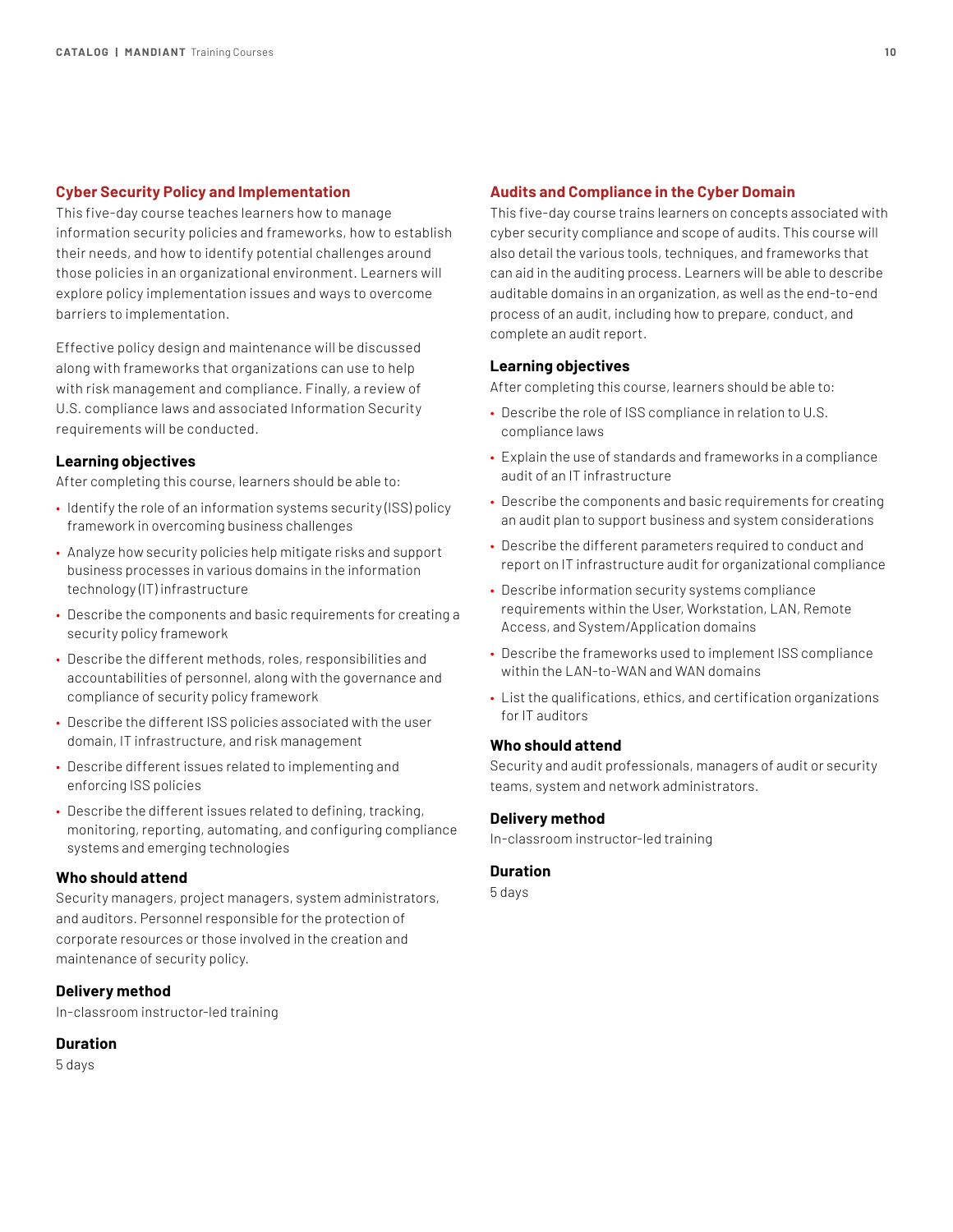## Cyber Security Policy and Implementation

This five-day course teaches learners how to manage information security policies and frameworks, how to establish their needs, and how to identify potential challenges around those policies in an organizational environment. Learners will explore policy implementation issues and ways to overcome barriers to implementation.

Effective policy design and maintenance will be discussed along with frameworks that organizations can use to help with risk management and compliance. Finally, a review of U.S. compliance laws and associated Information Security requirements will be conducted.

### Learning objectives

After completing this course, learners should be able to:

- Identify the role of an information systems security (ISS) policy framework in overcoming business challenges
- Analyze how security policies help mitigate risks and support business processes in various domains in the information technology (IT) infrastructure
- Describe the components and basic requirements for creating a security policy framework
- Describe the different methods, roles, responsibilities and accountabilities of personnel, along with the governance and compliance of security policy framework
- Describe the different ISS policies associated with the user domain, IT infrastructure, and risk management
- Describe different issues related to implementing and enforcing ISS policies
- Describe the different issues related to defining, tracking, monitoring, reporting, automating, and configuring compliance systems and emerging technologies

### Who should attend

Security managers, project managers, system administrators, and auditors. Personnel responsible for the protection of corporate resources or those involved in the creation and maintenance of security policy.

### Delivery method

In-classroom instructor-led training

### Duration

5 days

## Audits and Compliance in the Cyber Domain

This five-day course trains learners on concepts associated with cyber security compliance and scope of audits. This course will also detail the various tools, techniques, and frameworks that can aid in the auditing process. Learners will be able to describe auditable domains in an organization, as well as the end-to-end process of an audit, including how to prepare, conduct, and complete an audit report.

### Learning objectives

After completing this course, learners should be able to:

- Describe the role of ISS compliance in relation to U.S. compliance laws
- Explain the use of standards and frameworks in a compliance audit of an IT infrastructure
- Describe the components and basic requirements for creating an audit plan to support business and system considerations
- Describe the different parameters required to conduct and report on IT infrastructure audit for organizational compliance
- Describe information security systems compliance requirements within the User, Workstation, LAN, Remote Access, and System/Application domains
- Describe the frameworks used to implement ISS compliance within the LAN-to-WAN and WAN domains
- List the qualifications, ethics, and certification organizations for IT auditors

### Who should attend

Security and audit professionals, managers of audit or security teams, system and network administrators.

### Delivery method

In-classroom instructor-led training

### Duration

5 days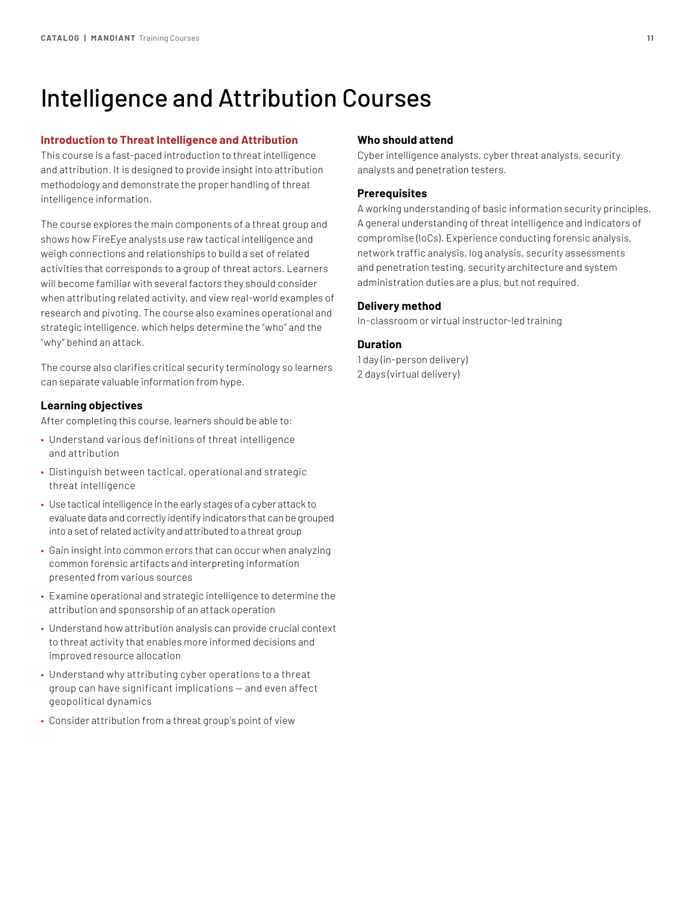# Intelligence and Attribution Courses

## Introduction to Threat Intelligence and Attribution

This course is a fast-paced introduction to threat intelligence and attribution. It is designed to provide insight into attribution methodology and demonstrate the proper handling of threat intelligence information.

The course explores the main components of a threat group and shows how FireEye analysts use raw tactical intelligence and weigh connections and relationships to build a set of related activities that corresponds to a group of threat actors. Learners will become familiar with several factors they should consider when attributing related activity, and view real-world examples of research and pivoting. The course also examines operational and strategic intelligence, which helps determine the "who" and the "why" behind an attack.

The course also clarifies critical security terminology so learners can separate valuable information from hype.

### Learning objectives

After completing this course, learners should be able to:

- Understand various definitions of threat intelligence and attribution
- Distinguish between tactical, operational and strategic threat intelligence
- Use tactical intelligence in the early stages of a cyber attack to evaluate data and correctly identify indicators that can be grouped into a set of related activity and attributed to a threat group
- Gain insight into common errors that can occur when analyzing common forensic artifacts and interpreting information presented from various sources
- Examine operational and strategic intelligence to determine the attribution and sponsorship of an attack operation
- Understand how attribution analysis can provide crucial context to threat activity that enables more informed decisions and improved resource allocation
- Understand why attributing cyber operations to a threat group can have significant implications — and even affect geopolitical dynamics
- Consider attribution from a threat group's point of view

### Who should attend

Cyber intelligence analysts, cyber threat analysts, security analysts and penetration testers.

### Prerequisites

A working understanding of basic information security principles. A general understanding of threat intelligence and indicators of compromise (IoCs). Experience conducting forensic analysis, network traffic analysis, log analysis, security assessments and penetration testing, security architecture and system administration duties are a plus, but not required.

### Delivery method

In-classroom or virtual instructor-led training

### Duration

1 day (in-person delivery)
2 days (virtual delivery)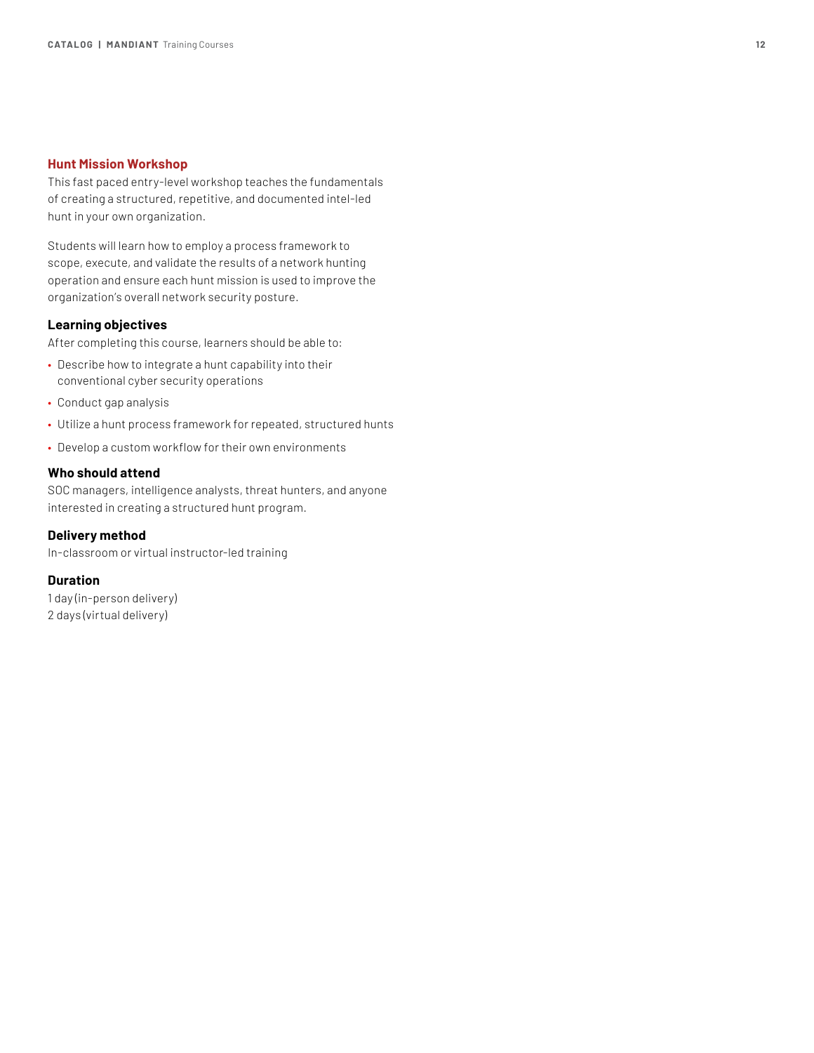## Hunt Mission Workshop

This fast paced entry-level workshop teaches the fundamentals of creating a structured, repetitive, and documented intel-led hunt in your own organization.

Students will learn how to employ a process framework to scope, execute, and validate the results of a network hunting operation and ensure each hunt mission is used to improve the organization's overall network security posture.

### Learning objectives

After completing this course, learners should be able to:

- Describe how to integrate a hunt capability into their conventional cyber security operations
- Conduct gap analysis
- Utilize a hunt process framework for repeated, structured hunts
- Develop a custom workflow for their own environments

### Who should attend

SOC managers, intelligence analysts, threat hunters, and anyone interested in creating a structured hunt program.

### Delivery method

In-classroom or virtual instructor-led training

### Duration

1 day (in-person delivery)
2 days (virtual delivery)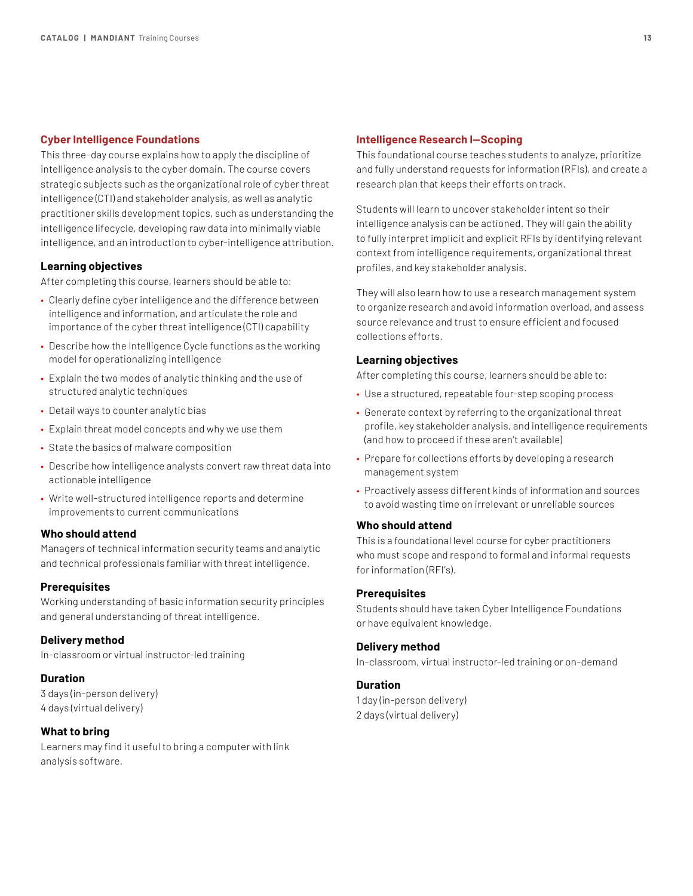## Cyber Intelligence Foundations

This three-day course explains how to apply the discipline of intelligence analysis to the cyber domain. The course covers strategic subjects such as the organizational role of cyber threat intelligence (CTI) and stakeholder analysis, as well as analytic practitioner skills development topics, such as understanding the intelligence lifecycle, developing raw data into minimally viable intelligence, and an introduction to cyber-intelligence attribution.

### Learning objectives

After completing this course, learners should be able to:

- Clearly define cyber intelligence and the difference between intelligence and information, and articulate the role and importance of the cyber threat intelligence (CTI) capability
- Describe how the Intelligence Cycle functions as the working model for operationalizing intelligence
- Explain the two modes of analytic thinking and the use of structured analytic techniques
- Detail ways to counter analytic bias
- Explain threat model concepts and why we use them
- State the basics of malware composition
- Describe how intelligence analysts convert raw threat data into actionable intelligence
- Write well-structured intelligence reports and determine improvements to current communications

### Who should attend

Managers of technical information security teams and analytic and technical professionals familiar with threat intelligence.

### Prerequisites

Working understanding of basic information security principles and general understanding of threat intelligence.

### Delivery method

In-classroom or virtual instructor-led training

### Duration

3 days (in-person delivery)
4 days (virtual delivery)

### What to bring

Learners may find it useful to bring a computer with link analysis software.

## Intelligence Research I—Scoping

This foundational course teaches students to analyze, prioritize and fully understand requests for information (RFIs), and create a research plan that keeps their efforts on track.

Students will learn to uncover stakeholder intent so their intelligence analysis can be actioned. They will gain the ability to fully interpret implicit and explicit RFIs by identifying relevant context from intelligence requirements, organizational threat profiles, and key stakeholder analysis.

They will also learn how to use a research management system to organize research and avoid information overload, and assess source relevance and trust to ensure efficient and focused collections efforts.

### Learning objectives

After completing this course, learners should be able to:

- Use a structured, repeatable four-step scoping process
- Generate context by referring to the organizational threat profile, key stakeholder analysis, and intelligence requirements (and how to proceed if these aren't available)
- Prepare for collections efforts by developing a research management system
- Proactively assess different kinds of information and sources to avoid wasting time on irrelevant or unreliable sources

### Who should attend

This is a foundational level course for cyber practitioners who must scope and respond to formal and informal requests for information (RFI's).

### Prerequisites

Students should have taken Cyber Intelligence Foundations or have equivalent knowledge.

### Delivery method

In-classroom, virtual instructor-led training or on-demand

### Duration

1 day (in-person delivery)
2 days (virtual delivery)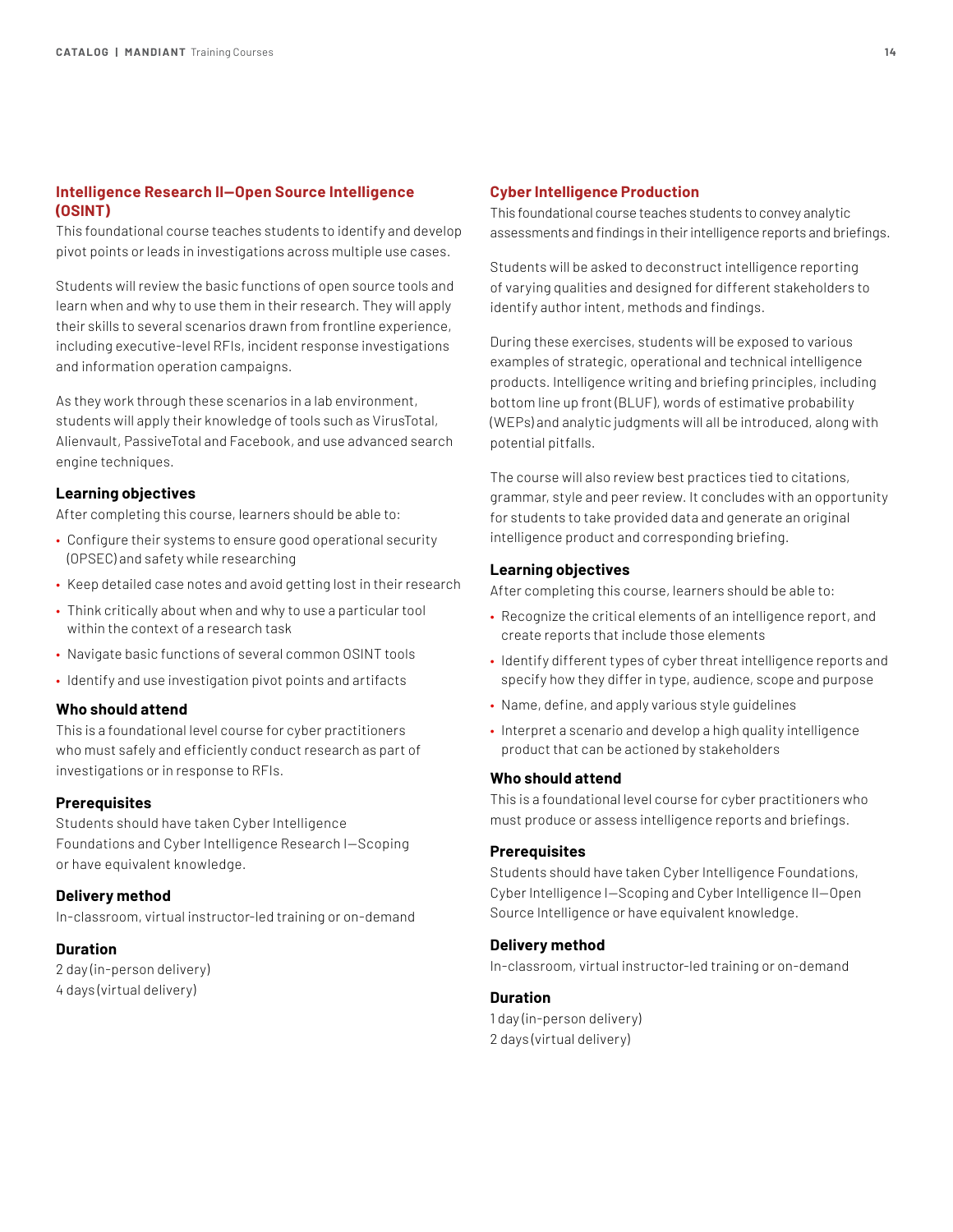## Intelligence Research II—Open Source Intelligence (OSINT)

This foundational course teaches students to identify and develop pivot points or leads in investigations across multiple use cases.

Students will review the basic functions of open source tools and learn when and why to use them in their research. They will apply their skills to several scenarios drawn from frontline experience, including executive-level RFIs, incident response investigations and information operation campaigns.

As they work through these scenarios in a lab environment, students will apply their knowledge of tools such as VirusTotal, Alienvault, PassiveTotal and Facebook, and use advanced search engine techniques.

### Learning objectives

After completing this course, learners should be able to:

- Configure their systems to ensure good operational security (OPSEC) and safety while researching
- Keep detailed case notes and avoid getting lost in their research
- Think critically about when and why to use a particular tool within the context of a research task
- Navigate basic functions of several common OSINT tools
- Identify and use investigation pivot points and artifacts

### Who should attend

This is a foundational level course for cyber practitioners who must safely and efficiently conduct research as part of investigations or in response to RFIs.

### Prerequisites

Students should have taken Cyber Intelligence Foundations and Cyber Intelligence Research I—Scoping or have equivalent knowledge.

### Delivery method

In-classroom, virtual instructor-led training or on-demand

### Duration

2 day (in-person delivery)
4 days (virtual delivery)

## Cyber Intelligence Production

This foundational course teaches students to convey analytic assessments and findings in their intelligence reports and briefings.

Students will be asked to deconstruct intelligence reporting of varying qualities and designed for different stakeholders to identify author intent, methods and findings.

During these exercises, students will be exposed to various examples of strategic, operational and technical intelligence products. Intelligence writing and briefing principles, including bottom line up front (BLUF), words of estimative probability (WEPs) and analytic judgments will all be introduced, along with potential pitfalls.

The course will also review best practices tied to citations, grammar, style and peer review. It concludes with an opportunity for students to take provided data and generate an original intelligence product and corresponding briefing.

### Learning objectives

After completing this course, learners should be able to:

- Recognize the critical elements of an intelligence report, and create reports that include those elements
- Identify different types of cyber threat intelligence reports and specify how they differ in type, audience, scope and purpose
- Name, define, and apply various style guidelines
- Interpret a scenario and develop a high quality intelligence product that can be actioned by stakeholders

### Who should attend

This is a foundational level course for cyber practitioners who must produce or assess intelligence reports and briefings.

### Prerequisites

Students should have taken Cyber Intelligence Foundations, Cyber Intelligence I—Scoping and Cyber Intelligence II—Open Source Intelligence or have equivalent knowledge.

### Delivery method

In-classroom, virtual instructor-led training or on-demand

### Duration

1 day (in-person delivery)
2 days (virtual delivery)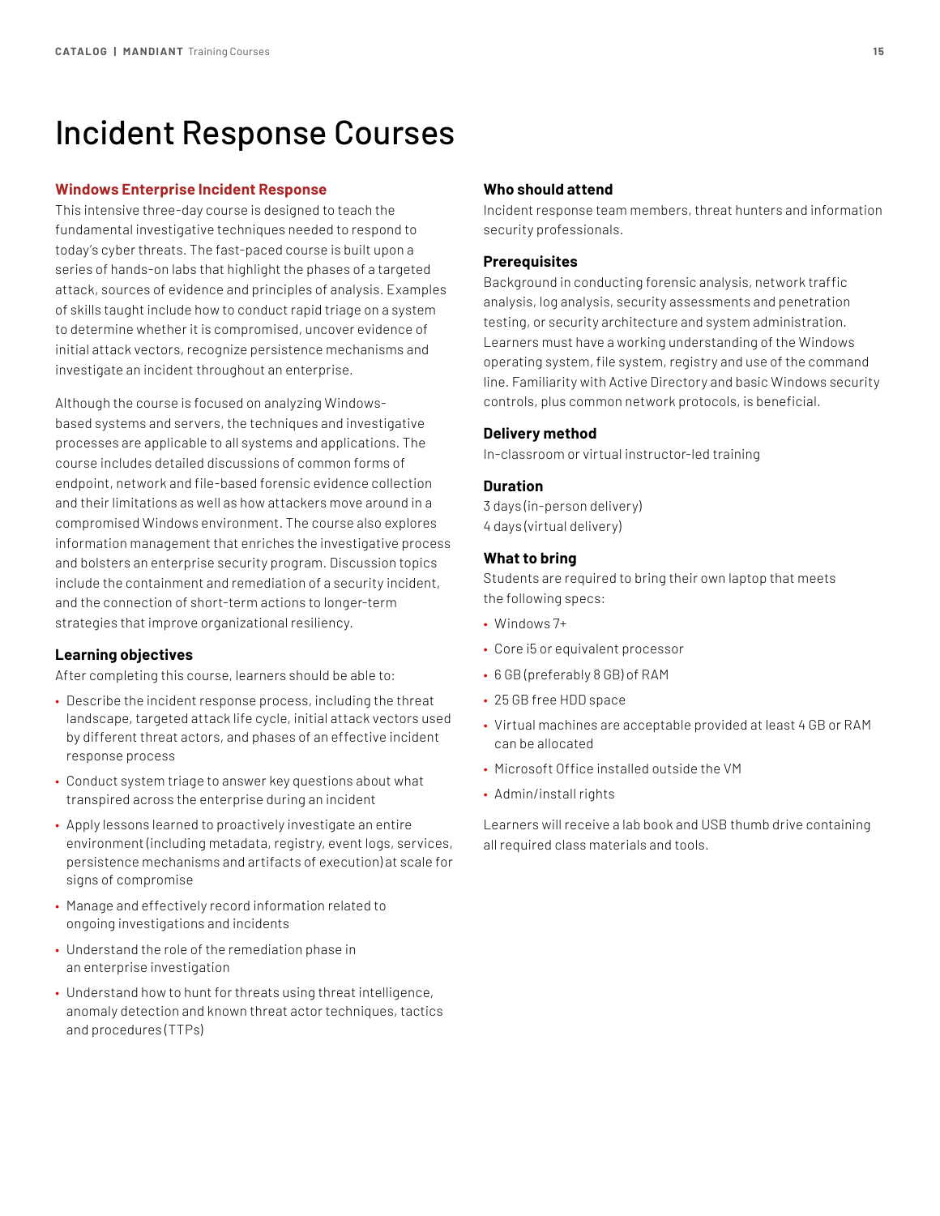# Incident Response Courses

## Windows Enterprise Incident Response

This intensive three-day course is designed to teach the fundamental investigative techniques needed to respond to today's cyber threats. The fast-paced course is built upon a series of hands-on labs that highlight the phases of a targeted attack, sources of evidence and principles of analysis. Examples of skills taught include how to conduct rapid triage on a system to determine whether it is compromised, uncover evidence of initial attack vectors, recognize persistence mechanisms and investigate an incident throughout an enterprise.

Although the course is focused on analyzing Windows-based systems and servers, the techniques and investigative processes are applicable to all systems and applications. The course includes detailed discussions of common forms of endpoint, network and file-based forensic evidence collection and their limitations as well as how attackers move around in a compromised Windows environment. The course also explores information management that enriches the investigative process and bolsters an enterprise security program. Discussion topics include the containment and remediation of a security incident, and the connection of short-term actions to longer-term strategies that improve organizational resiliency.

### Learning objectives

After completing this course, learners should be able to:

- Describe the incident response process, including the threat landscape, targeted attack life cycle, initial attack vectors used by different threat actors, and phases of an effective incident response process
- Conduct system triage to answer key questions about what transpired across the enterprise during an incident
- Apply lessons learned to proactively investigate an entire environment (including metadata, registry, event logs, services, persistence mechanisms and artifacts of execution) at scale for signs of compromise
- Manage and effectively record information related to ongoing investigations and incidents
- Understand the role of the remediation phase in an enterprise investigation
- Understand how to hunt for threats using threat intelligence, anomaly detection and known threat actor techniques, tactics and procedures (TTPs)

### Who should attend

Incident response team members, threat hunters and information security professionals.

### Prerequisites

Background in conducting forensic analysis, network traffic analysis, log analysis, security assessments and penetration testing, or security architecture and system administration. Learners must have a working understanding of the Windows operating system, file system, registry and use of the command line. Familiarity with Active Directory and basic Windows security controls, plus common network protocols, is beneficial.

### Delivery method

In-classroom or virtual instructor-led training

### Duration

3 days (in-person delivery)
4 days (virtual delivery)

### What to bring

Students are required to bring their own laptop that meets the following specs:

- Windows 7+
- Core i5 or equivalent processor
- 6 GB (preferably 8 GB) of RAM
- 25 GB free HDD space
- Virtual machines are acceptable provided at least 4 GB or RAM can be allocated
- Microsoft Office installed outside the VM
- Admin/install rights

Learners will receive a lab book and USB thumb drive containing all required class materials and tools.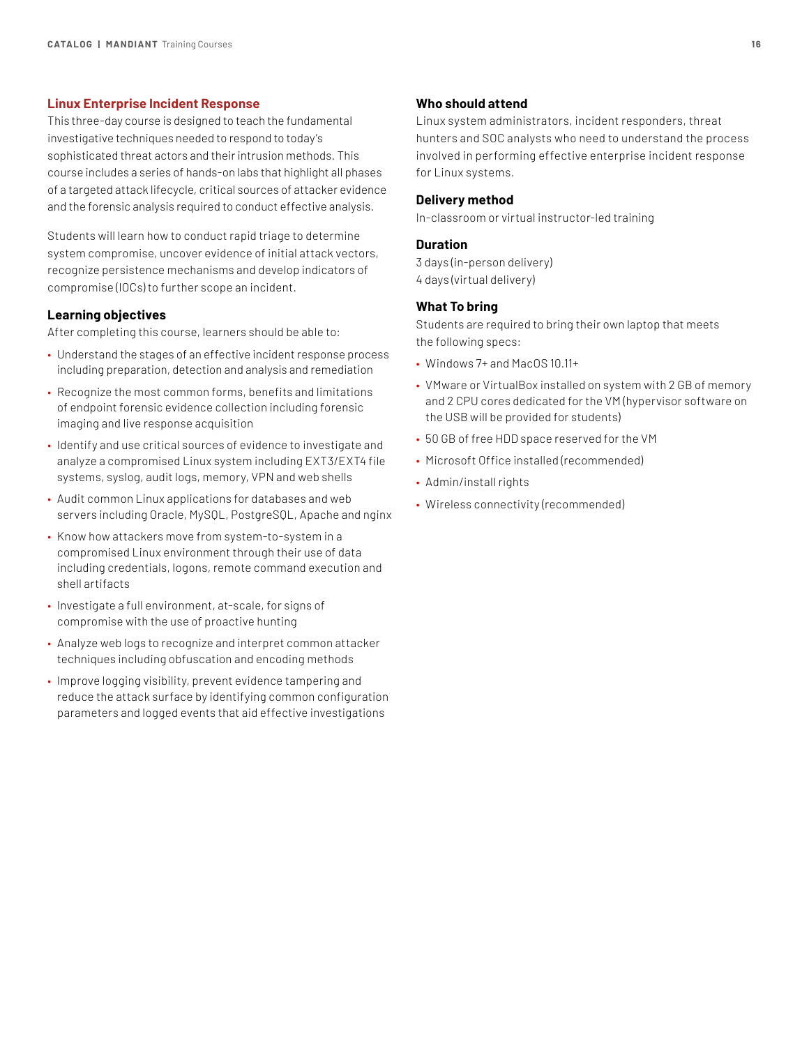## Linux Enterprise Incident Response

This three-day course is designed to teach the fundamental investigative techniques needed to respond to today's sophisticated threat actors and their intrusion methods. This course includes a series of hands-on labs that highlight all phases of a targeted attack lifecycle, critical sources of attacker evidence and the forensic analysis required to conduct effective analysis.

Students will learn how to conduct rapid triage to determine system compromise, uncover evidence of initial attack vectors, recognize persistence mechanisms and develop indicators of compromise (IOCs) to further scope an incident.

### Learning objectives

After completing this course, learners should be able to:

- Understand the stages of an effective incident response process including preparation, detection and analysis and remediation
- Recognize the most common forms, benefits and limitations of endpoint forensic evidence collection including forensic imaging and live response acquisition
- Identify and use critical sources of evidence to investigate and analyze a compromised Linux system including EXT3/EXT4 file systems, syslog, audit logs, memory, VPN and web shells
- Audit common Linux applications for databases and web servers including Oracle, MySQL, PostgreSQL, Apache and nginx
- Know how attackers move from system-to-system in a compromised Linux environment through their use of data including credentials, logons, remote command execution and shell artifacts
- Investigate a full environment, at-scale, for signs of compromise with the use of proactive hunting
- Analyze web logs to recognize and interpret common attacker techniques including obfuscation and encoding methods
- Improve logging visibility, prevent evidence tampering and reduce the attack surface by identifying common configuration parameters and logged events that aid effective investigations

### Who should attend

Linux system administrators, incident responders, threat hunters and SOC analysts who need to understand the process involved in performing effective enterprise incident response for Linux systems.

### Delivery method

In-classroom or virtual instructor-led training

### Duration

3 days (in-person delivery)
4 days (virtual delivery)

### What To bring

Students are required to bring their own laptop that meets the following specs:

- Windows 7+ and MacOS 10.11+
- VMware or VirtualBox installed on system with 2 GB of memory and 2 CPU cores dedicated for the VM (hypervisor software on the USB will be provided for students)
- 50 GB of free HDD space reserved for the VM
- Microsoft Office installed (recommended)
- Admin/install rights
- Wireless connectivity (recommended)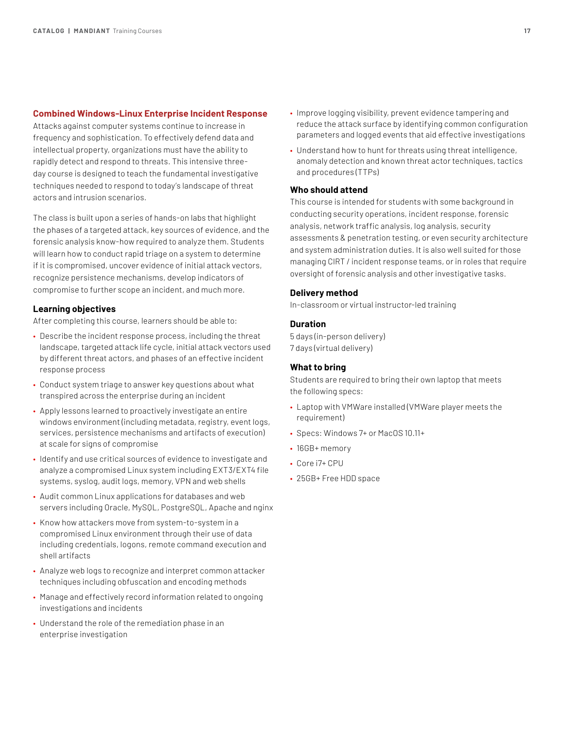## Combined Windows-Linux Enterprise Incident Response

Attacks against computer systems continue to increase in frequency and sophistication. To effectively defend data and intellectual property, organizations must have the ability to rapidly detect and respond to threats. This intensive three-day course is designed to teach the fundamental investigative techniques needed to respond to today's landscape of threat actors and intrusion scenarios.

The class is built upon a series of hands-on labs that highlight the phases of a targeted attack, key sources of evidence, and the forensic analysis know-how required to analyze them. Students will learn how to conduct rapid triage on a system to determine if it is compromised, uncover evidence of initial attack vectors, recognize persistence mechanisms, develop indicators of compromise to further scope an incident, and much more.

### Learning objectives

After completing this course, learners should be able to:

- Describe the incident response process, including the threat landscape, targeted attack life cycle, initial attack vectors used by different threat actors, and phases of an effective incident response process
- Conduct system triage to answer key questions about what transpired across the enterprise during an incident
- Apply lessons learned to proactively investigate an entire windows environment (including metadata, registry, event logs, services, persistence mechanisms and artifacts of execution) at scale for signs of compromise
- Identify and use critical sources of evidence to investigate and analyze a compromised Linux system including EXT3/EXT4 file systems, syslog, audit logs, memory, VPN and web shells
- Audit common Linux applications for databases and web servers including Oracle, MySQL, PostgreSQL, Apache and nginx
- Know how attackers move from system-to-system in a compromised Linux environment through their use of data including credentials, logons, remote command execution and shell artifacts
- Analyze web logs to recognize and interpret common attacker techniques including obfuscation and encoding methods
- Manage and effectively record information related to ongoing investigations and incidents
- Understand the role of the remediation phase in an enterprise investigation
- Improve logging visibility, prevent evidence tampering and reduce the attack surface by identifying common configuration parameters and logged events that aid effective investigations
- Understand how to hunt for threats using threat intelligence, anomaly detection and known threat actor techniques, tactics and procedures (TTPs)

### Who should attend

This course is intended for students with some background in conducting security operations, incident response, forensic analysis, network traffic analysis, log analysis, security assessments & penetration testing, or even security architecture and system administration duties. It is also well suited for those managing CIRT / incident response teams, or in roles that require oversight of forensic analysis and other investigative tasks.

### Delivery method

In-classroom or virtual instructor-led training

### Duration

5 days (in-person delivery)
7 days (virtual delivery)

### What to bring

Students are required to bring their own laptop that meets the following specs:

- Laptop with VMWare installed (VMWare player meets the requirement)
- Specs: Windows 7+ or MacOS 10.11+
- 16GB+ memory
- Core i7+ CPU
- 25GB+ Free HDD space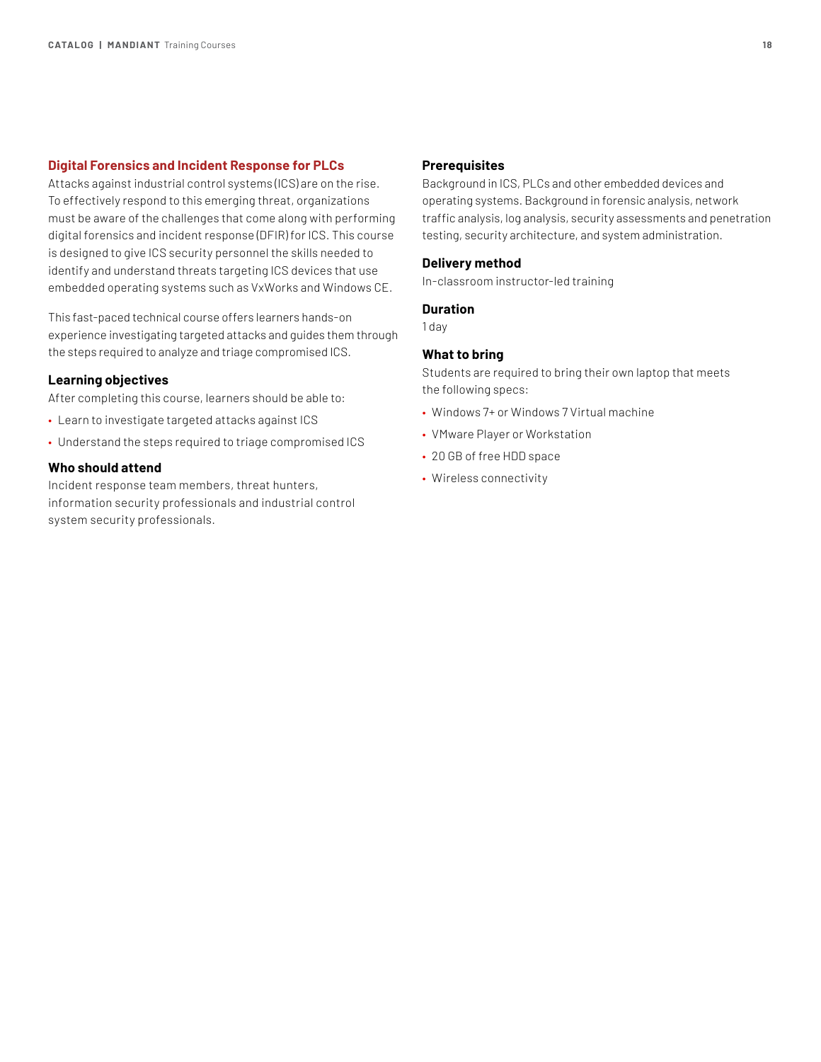## Digital Forensics and Incident Response for PLCs

Attacks against industrial control systems (ICS) are on the rise. To effectively respond to this emerging threat, organizations must be aware of the challenges that come along with performing digital forensics and incident response (DFIR) for ICS. This course is designed to give ICS security personnel the skills needed to identify and understand threats targeting ICS devices that use embedded operating systems such as VxWorks and Windows CE.

This fast-paced technical course offers learners hands-on experience investigating targeted attacks and guides them through the steps required to analyze and triage compromised ICS.

### Learning objectives

After completing this course, learners should be able to:

- Learn to investigate targeted attacks against ICS
- Understand the steps required to triage compromised ICS

### Who should attend

Incident response team members, threat hunters, information security professionals and industrial control system security professionals.

### Prerequisites

Background in ICS, PLCs and other embedded devices and operating systems. Background in forensic analysis, network traffic analysis, log analysis, security assessments and penetration testing, security architecture, and system administration.

### Delivery method

In-classroom instructor-led training

### Duration

1 day

### What to bring

Students are required to bring their own laptop that meets the following specs:

- Windows 7+ or Windows 7 Virtual machine
- VMware Player or Workstation
- 20 GB of free HDD space
- Wireless connectivity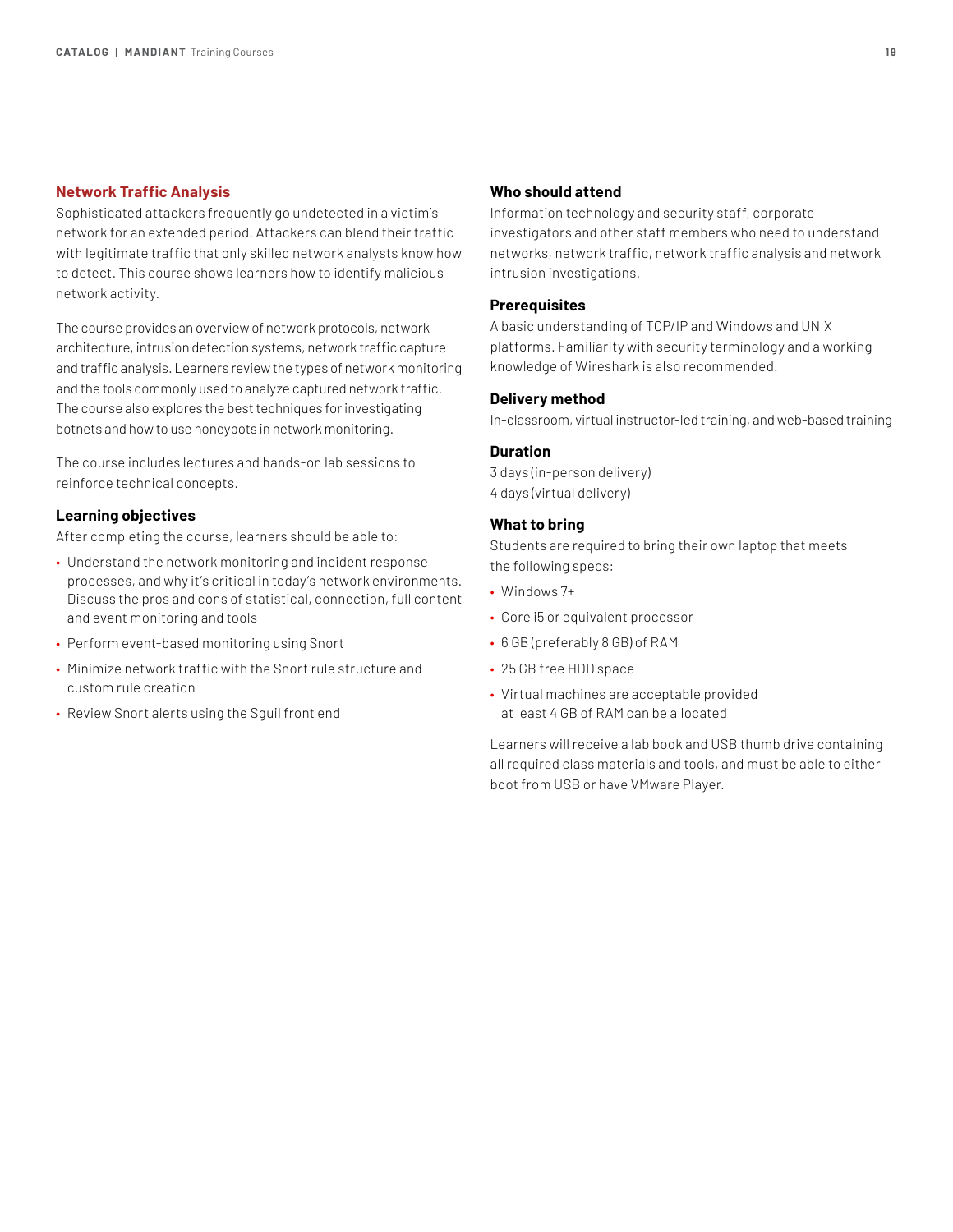## Network Traffic Analysis

Sophisticated attackers frequently go undetected in a victim's network for an extended period. Attackers can blend their traffic with legitimate traffic that only skilled network analysts know how to detect. This course shows learners how to identify malicious network activity.

The course provides an overview of network protocols, network architecture, intrusion detection systems, network traffic capture and traffic analysis. Learners review the types of network monitoring and the tools commonly used to analyze captured network traffic. The course also explores the best techniques for investigating botnets and how to use honeypots in network monitoring.

The course includes lectures and hands-on lab sessions to reinforce technical concepts.

### Learning objectives

After completing the course, learners should be able to:

- Understand the network monitoring and incident response processes, and why it's critical in today's network environments. Discuss the pros and cons of statistical, connection, full content and event monitoring and tools
- Perform event-based monitoring using Snort
- Minimize network traffic with the Snort rule structure and custom rule creation
- Review Snort alerts using the Sguil front end

### Who should attend

Information technology and security staff, corporate investigators and other staff members who need to understand networks, network traffic, network traffic analysis and network intrusion investigations.

### Prerequisites

A basic understanding of TCP/IP and Windows and UNIX platforms. Familiarity with security terminology and a working knowledge of Wireshark is also recommended.

### Delivery method

In-classroom, virtual instructor-led training, and web-based training

### Duration

3 days (in-person delivery)
4 days (virtual delivery)

### What to bring

Students are required to bring their own laptop that meets the following specs:

- Windows 7+
- Core i5 or equivalent processor
- 6 GB (preferably 8 GB) of RAM
- 25 GB free HDD space
- Virtual machines are acceptable provided at least 4 GB of RAM can be allocated

Learners will receive a lab book and USB thumb drive containing all required class materials and tools, and must be able to either boot from USB or have VMware Player.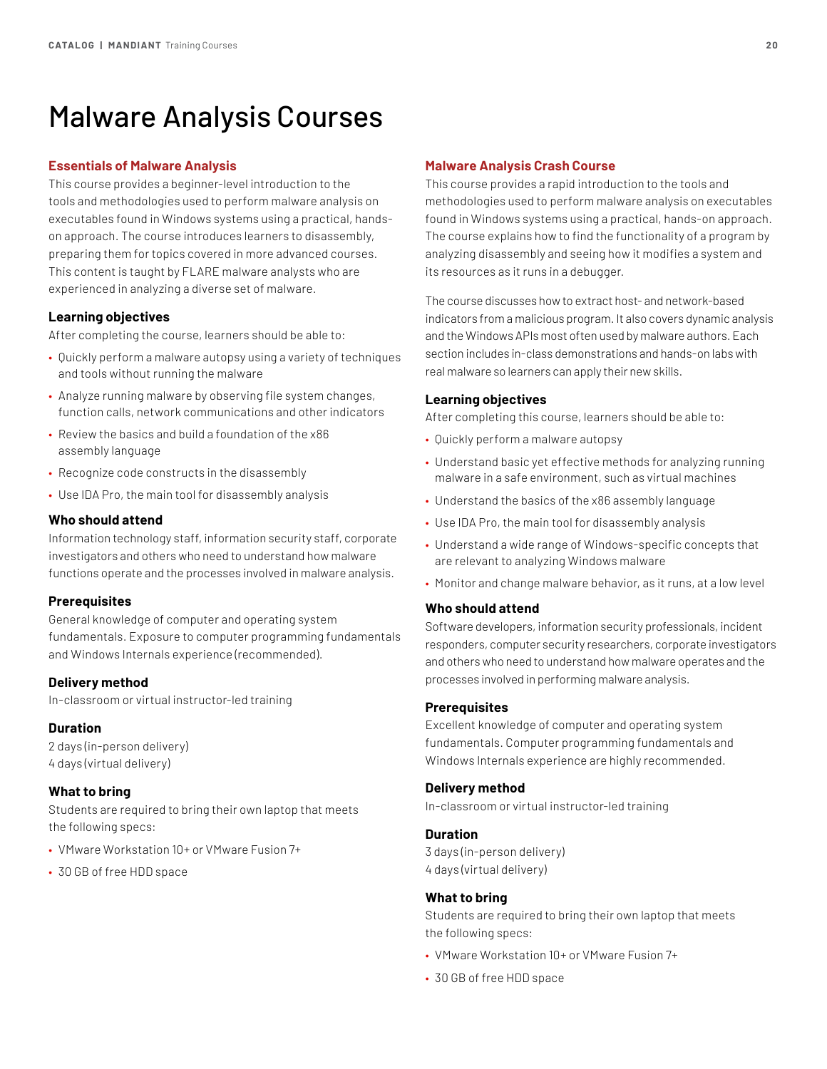# Malware Analysis Courses

## Essentials of Malware Analysis

This course provides a beginner-level introduction to the tools and methodologies used to perform malware analysis on executables found in Windows systems using a practical, hands-on approach. The course introduces learners to disassembly, preparing them for topics covered in more advanced courses. This content is taught by FLARE malware analysts who are experienced in analyzing a diverse set of malware.

### Learning objectives

After completing the course, learners should be able to:

- Quickly perform a malware autopsy using a variety of techniques and tools without running the malware
- Analyze running malware by observing file system changes, function calls, network communications and other indicators
- Review the basics and build a foundation of the x86 assembly language
- Recognize code constructs in the disassembly
- Use IDA Pro, the main tool for disassembly analysis

### Who should attend

Information technology staff, information security staff, corporate investigators and others who need to understand how malware functions operate and the processes involved in malware analysis.

### Prerequisites

General knowledge of computer and operating system fundamentals. Exposure to computer programming fundamentals and Windows Internals experience (recommended).

### Delivery method

In-classroom or virtual instructor-led training

### Duration

2 days (in-person delivery)
4 days (virtual delivery)

### What to bring

Students are required to bring their own laptop that meets the following specs:

- VMware Workstation 10+ or VMware Fusion 7+
- 30 GB of free HDD space

## Malware Analysis Crash Course

This course provides a rapid introduction to the tools and methodologies used to perform malware analysis on executables found in Windows systems using a practical, hands-on approach. The course explains how to find the functionality of a program by analyzing disassembly and seeing how it modifies a system and its resources as it runs in a debugger.

The course discusses how to extract host- and network-based indicators from a malicious program. It also covers dynamic analysis and the Windows APIs most often used by malware authors. Each section includes in-class demonstrations and hands-on labs with real malware so learners can apply their new skills.

### Learning objectives

After completing this course, learners should be able to:

- Quickly perform a malware autopsy
- Understand basic yet effective methods for analyzing running malware in a safe environment, such as virtual machines
- Understand the basics of the x86 assembly language
- Use IDA Pro, the main tool for disassembly analysis
- Understand a wide range of Windows-specific concepts that are relevant to analyzing Windows malware
- Monitor and change malware behavior, as it runs, at a low level

### Who should attend

Software developers, information security professionals, incident responders, computer security researchers, corporate investigators and others who need to understand how malware operates and the processes involved in performing malware analysis.

### Prerequisites

Excellent knowledge of computer and operating system fundamentals. Computer programming fundamentals and Windows Internals experience are highly recommended.

### Delivery method

In-classroom or virtual instructor-led training

### Duration

3 days (in-person delivery)
4 days (virtual delivery)

### What to bring

Students are required to bring their own laptop that meets the following specs:

- VMware Workstation 10+ or VMware Fusion 7+
- 30 GB of free HDD space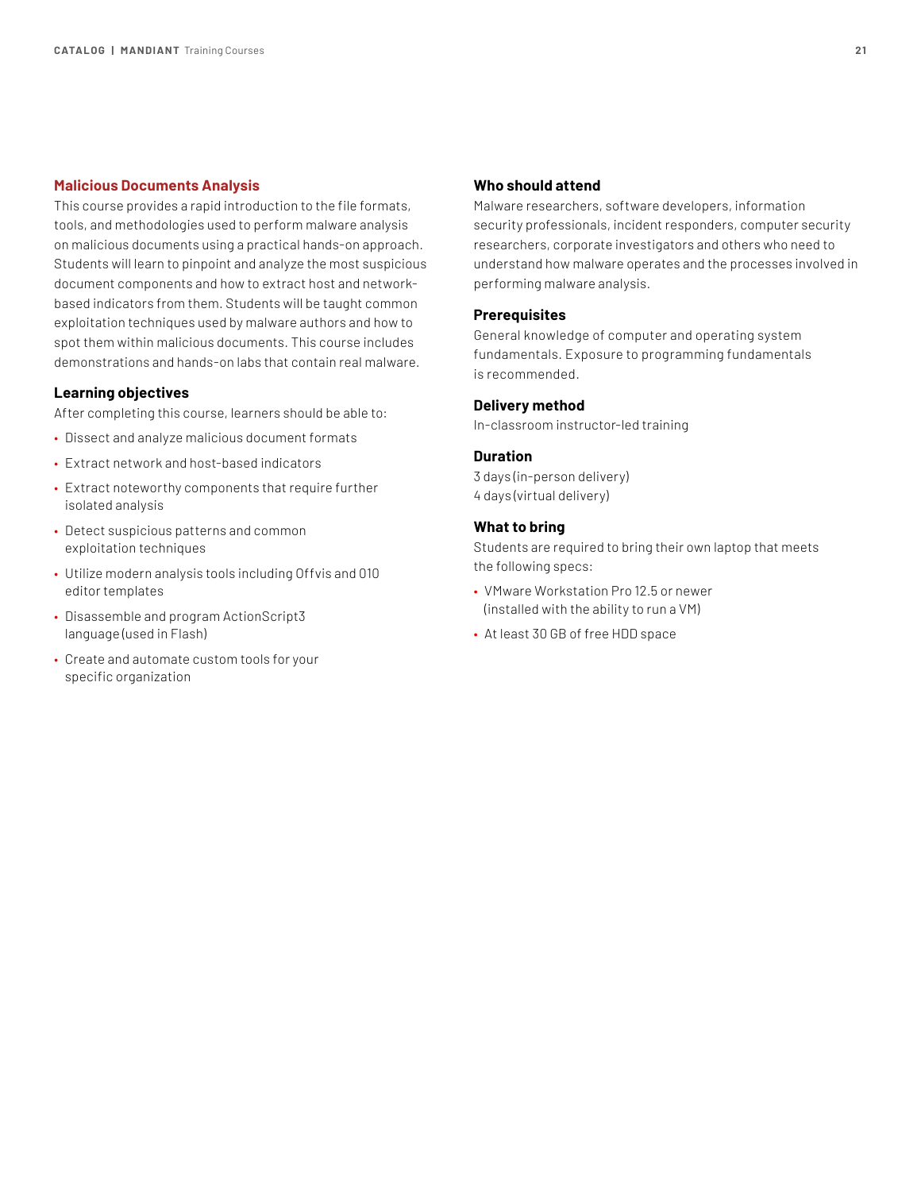## Malicious Documents Analysis

This course provides a rapid introduction to the file formats, tools, and methodologies used to perform malware analysis on malicious documents using a practical hands-on approach. Students will learn to pinpoint and analyze the most suspicious document components and how to extract host and network-based indicators from them. Students will be taught common exploitation techniques used by malware authors and how to spot them within malicious documents. This course includes demonstrations and hands-on labs that contain real malware.

### Learning objectives

After completing this course, learners should be able to:

- Dissect and analyze malicious document formats
- Extract network and host-based indicators
- Extract noteworthy components that require further isolated analysis
- Detect suspicious patterns and common exploitation techniques
- Utilize modern analysis tools including Offvis and 010 editor templates
- Disassemble and program ActionScript3 language (used in Flash)
- Create and automate custom tools for your specific organization

### Who should attend

Malware researchers, software developers, information security professionals, incident responders, computer security researchers, corporate investigators and others who need to understand how malware operates and the processes involved in performing malware analysis.

### Prerequisites

General knowledge of computer and operating system fundamentals. Exposure to programming fundamentals is recommended.

### Delivery method

In-classroom instructor-led training

### Duration

3 days (in-person delivery)
4 days (virtual delivery)

### What to bring

Students are required to bring their own laptop that meets the following specs:

- VMware Workstation Pro 12.5 or newer (installed with the ability to run a VM)
- At least 30 GB of free HDD space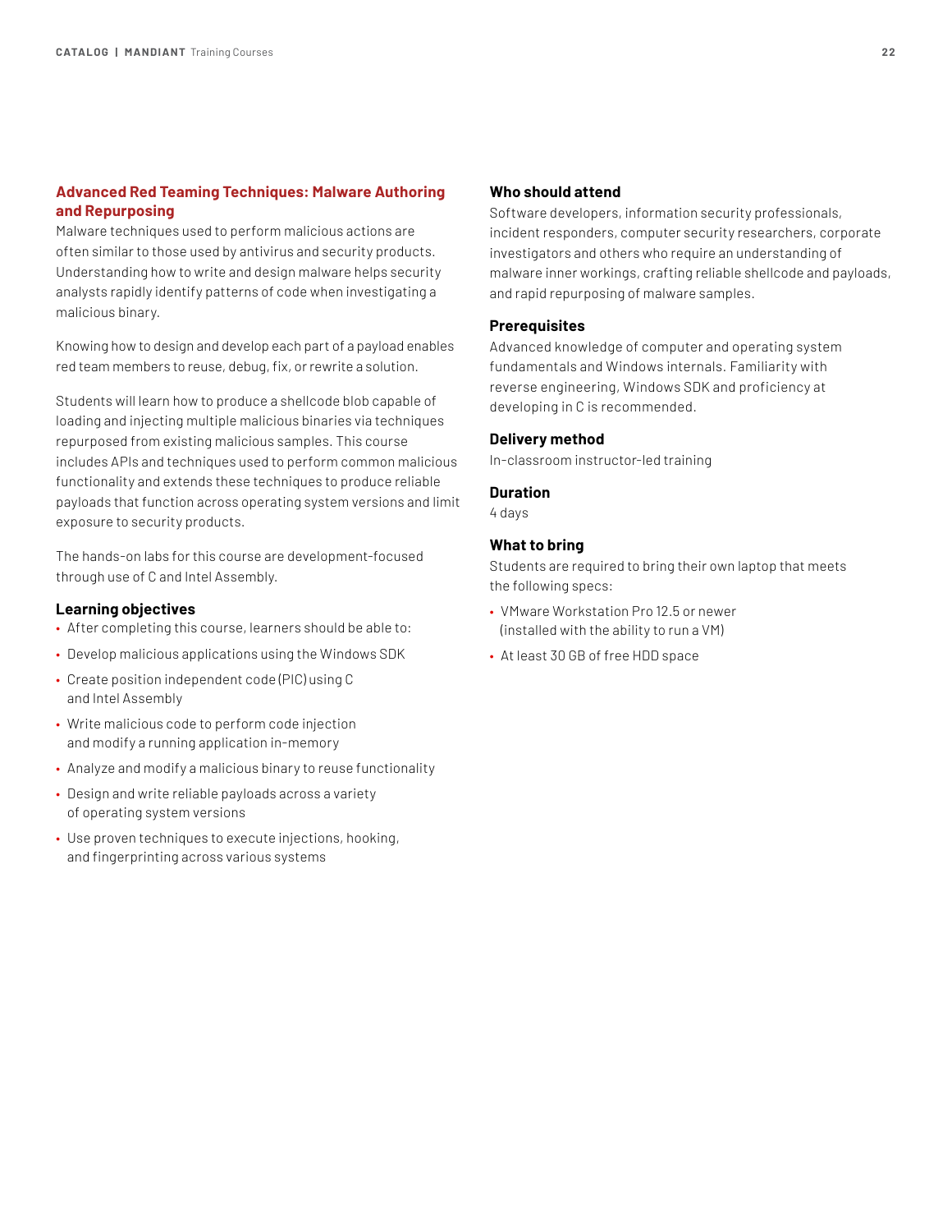## Advanced Red Teaming Techniques: Malware Authoring and Repurposing

Malware techniques used to perform malicious actions are often similar to those used by antivirus and security products. Understanding how to write and design malware helps security analysts rapidly identify patterns of code when investigating a malicious binary.

Knowing how to design and develop each part of a payload enables red team members to reuse, debug, fix, or rewrite a solution.

Students will learn how to produce a shellcode blob capable of loading and injecting multiple malicious binaries via techniques repurposed from existing malicious samples. This course includes APIs and techniques used to perform common malicious functionality and extends these techniques to produce reliable payloads that function across operating system versions and limit exposure to security products.

The hands-on labs for this course are development-focused through use of C and Intel Assembly.

### Learning objectives

- After completing this course, learners should be able to:
- Develop malicious applications using the Windows SDK
- Create position independent code (PIC) using C and Intel Assembly
- Write malicious code to perform code injection and modify a running application in-memory
- Analyze and modify a malicious binary to reuse functionality
- Design and write reliable payloads across a variety of operating system versions
- Use proven techniques to execute injections, hooking, and fingerprinting across various systems

### Who should attend

Software developers, information security professionals, incident responders, computer security researchers, corporate investigators and others who require an understanding of malware inner workings, crafting reliable shellcode and payloads, and rapid repurposing of malware samples.

### Prerequisites

Advanced knowledge of computer and operating system fundamentals and Windows internals. Familiarity with reverse engineering, Windows SDK and proficiency at developing in C is recommended.

### Delivery method

In-classroom instructor-led training

### Duration

4 days

### What to bring

Students are required to bring their own laptop that meets the following specs:

- VMware Workstation Pro 12.5 or newer (installed with the ability to run a VM)
- At least 30 GB of free HDD space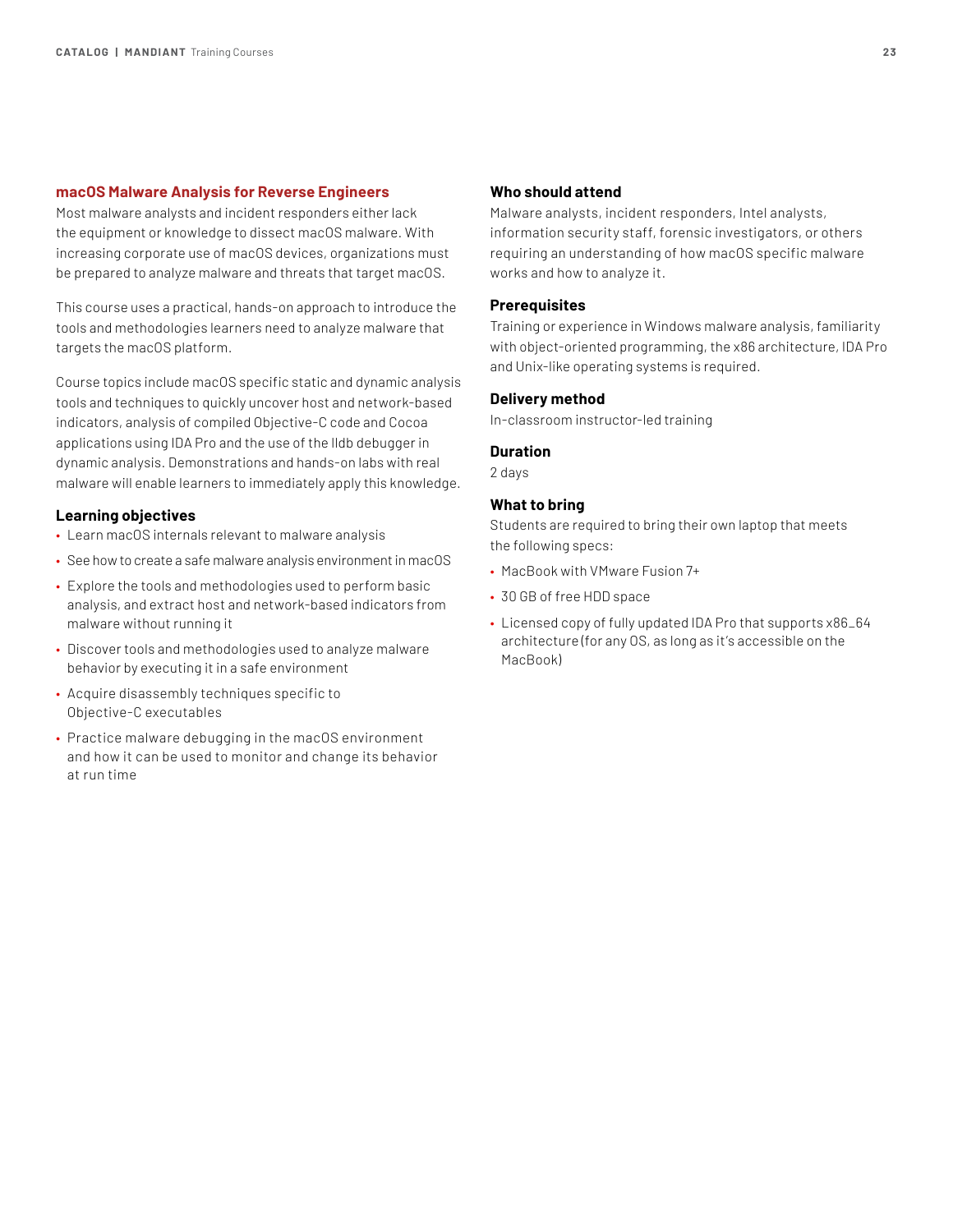## macOS Malware Analysis for Reverse Engineers

Most malware analysts and incident responders either lack the equipment or knowledge to dissect macOS malware. With increasing corporate use of macOS devices, organizations must be prepared to analyze malware and threats that target macOS.

This course uses a practical, hands-on approach to introduce the tools and methodologies learners need to analyze malware that targets the macOS platform.

Course topics include macOS specific static and dynamic analysis tools and techniques to quickly uncover host and network-based indicators, analysis of compiled Objective-C code and Cocoa applications using IDA Pro and the use of the lldb debugger in dynamic analysis. Demonstrations and hands-on labs with real malware will enable learners to immediately apply this knowledge.

### Learning objectives

- Learn macOS internals relevant to malware analysis
- See how to create a safe malware analysis environment in macOS
- Explore the tools and methodologies used to perform basic analysis, and extract host and network-based indicators from malware without running it
- Discover tools and methodologies used to analyze malware behavior by executing it in a safe environment
- Acquire disassembly techniques specific to Objective-C executables
- Practice malware debugging in the macOS environment and how it can be used to monitor and change its behavior at run time

### Who should attend

Malware analysts, incident responders, Intel analysts, information security staff, forensic investigators, or others requiring an understanding of how macOS specific malware works and how to analyze it.

### Prerequisites

Training or experience in Windows malware analysis, familiarity with object-oriented programming, the x86 architecture, IDA Pro and Unix-like operating systems is required.

### Delivery method

In-classroom instructor-led training

### Duration

2 days

### What to bring

Students are required to bring their own laptop that meets the following specs:

- MacBook with VMware Fusion 7+
- 30 GB of free HDD space
- Licensed copy of fully updated IDA Pro that supports x86_64 architecture (for any OS, as long as it's accessible on the MacBook)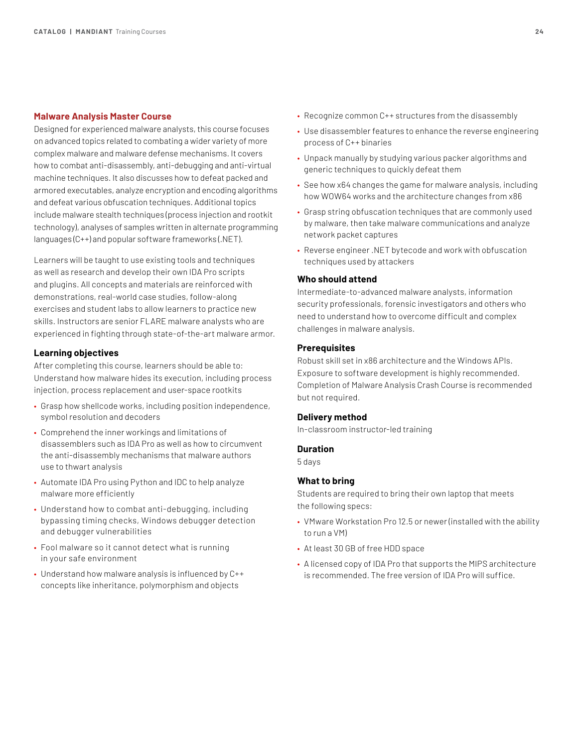## Malware Analysis Master Course

Designed for experienced malware analysts, this course focuses on advanced topics related to combating a wider variety of more complex malware and malware defense mechanisms. It covers how to combat anti-disassembly, anti-debugging and anti-virtual machine techniques. It also discusses how to defeat packed and armored executables, analyze encryption and encoding algorithms and defeat various obfuscation techniques. Additional topics include malware stealth techniques (process injection and rootkit technology), analyses of samples written in alternate programming languages (C++) and popular software frameworks (.NET).

Learners will be taught to use existing tools and techniques as well as research and develop their own IDA Pro scripts and plugins. All concepts and materials are reinforced with demonstrations, real-world case studies, follow-along exercises and student labs to allow learners to practice new skills. Instructors are senior FLARE malware analysts who are experienced in fighting through state-of-the-art malware armor.

### Learning objectives

After completing this course, learners should be able to: Understand how malware hides its execution, including process injection, process replacement and user-space rootkits

- Grasp how shellcode works, including position independence, symbol resolution and decoders
- Comprehend the inner workings and limitations of disassemblers such as IDA Pro as well as how to circumvent the anti-disassembly mechanisms that malware authors use to thwart analysis
- Automate IDA Pro using Python and IDC to help analyze malware more efficiently
- Understand how to combat anti-debugging, including bypassing timing checks, Windows debugger detection and debugger vulnerabilities
- Fool malware so it cannot detect what is running in your safe environment
- Understand how malware analysis is influenced by C++ concepts like inheritance, polymorphism and objects
- Recognize common C++ structures from the disassembly
- Use disassembler features to enhance the reverse engineering process of C++ binaries
- Unpack manually by studying various packer algorithms and generic techniques to quickly defeat them
- See how x64 changes the game for malware analysis, including how WOW64 works and the architecture changes from x86
- Grasp string obfuscation techniques that are commonly used by malware, then take malware communications and analyze network packet captures
- Reverse engineer .NET bytecode and work with obfuscation techniques used by attackers

### Who should attend

Intermediate-to-advanced malware analysts, information security professionals, forensic investigators and others who need to understand how to overcome difficult and complex challenges in malware analysis.

### Prerequisites

Robust skill set in x86 architecture and the Windows APIs. Exposure to software development is highly recommended. Completion of Malware Analysis Crash Course is recommended but not required.

### Delivery method

In-classroom instructor-led training

### Duration

5 days

### What to bring

Students are required to bring their own laptop that meets the following specs:

- VMware Workstation Pro 12.5 or newer (installed with the ability to run a VM)
- At least 30 GB of free HDD space
- A licensed copy of IDA Pro that supports the MIPS architecture is recommended. The free version of IDA Pro will suffice.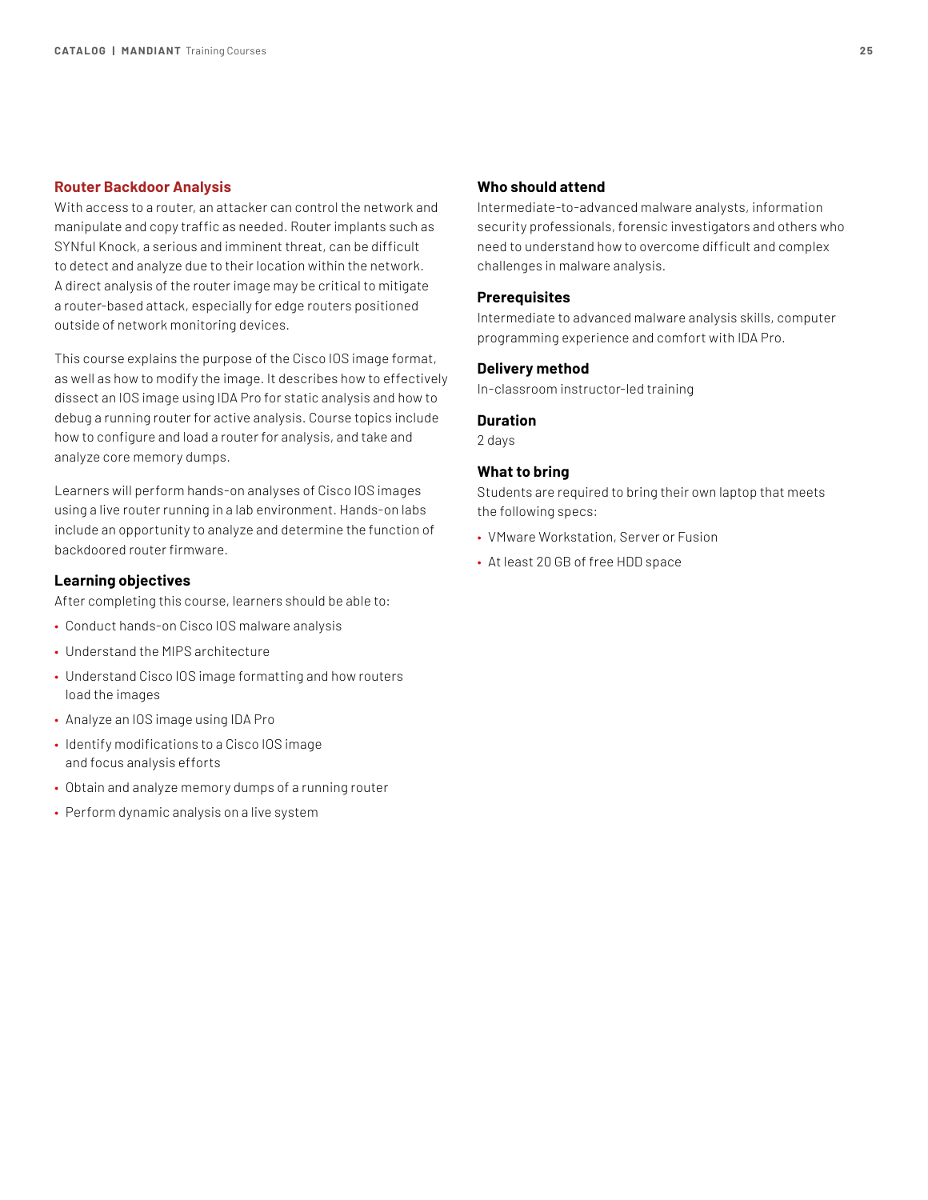## Router Backdoor Analysis

With access to a router, an attacker can control the network and manipulate and copy traffic as needed. Router implants such as SYNful Knock, a serious and imminent threat, can be difficult to detect and analyze due to their location within the network. A direct analysis of the router image may be critical to mitigate a router-based attack, especially for edge routers positioned outside of network monitoring devices.

This course explains the purpose of the Cisco IOS image format, as well as how to modify the image. It describes how to effectively dissect an IOS image using IDA Pro for static analysis and how to debug a running router for active analysis. Course topics include how to configure and load a router for analysis, and take and analyze core memory dumps.

Learners will perform hands-on analyses of Cisco IOS images using a live router running in a lab environment. Hands-on labs include an opportunity to analyze and determine the function of backdoored router firmware.

### Learning objectives

After completing this course, learners should be able to:

- Conduct hands-on Cisco IOS malware analysis
- Understand the MIPS architecture
- Understand Cisco IOS image formatting and how routers load the images
- Analyze an IOS image using IDA Pro
- Identify modifications to a Cisco IOS image and focus analysis efforts
- Obtain and analyze memory dumps of a running router
- Perform dynamic analysis on a live system

### Who should attend

Intermediate-to-advanced malware analysts, information security professionals, forensic investigators and others who need to understand how to overcome difficult and complex challenges in malware analysis.

### Prerequisites

Intermediate to advanced malware analysis skills, computer programming experience and comfort with IDA Pro.

### Delivery method

In-classroom instructor-led training

### Duration

2 days

### What to bring

Students are required to bring their own laptop that meets the following specs:

- VMware Workstation, Server or Fusion
- At least 20 GB of free HDD space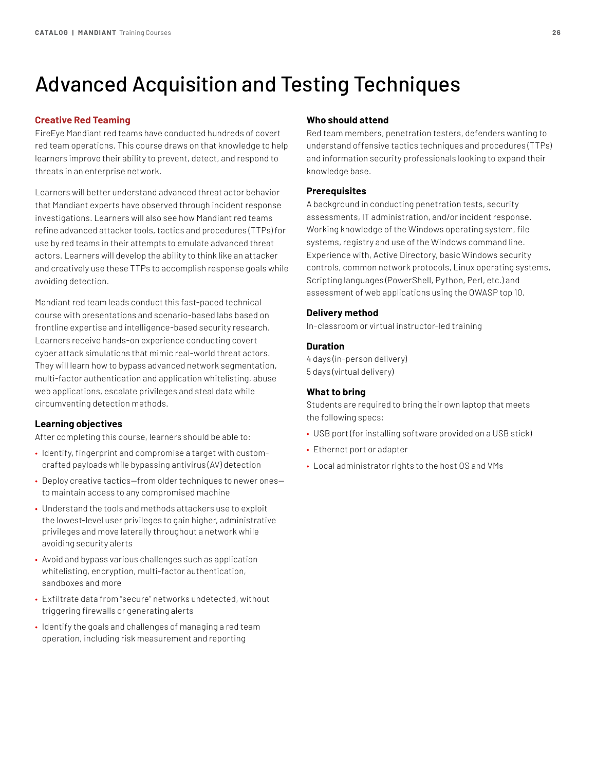# Advanced Acquisition and Testing Techniques

## Creative Red Teaming

FireEye Mandiant red teams have conducted hundreds of covert red team operations. This course draws on that knowledge to help learners improve their ability to prevent, detect, and respond to threats in an enterprise network.

Learners will better understand advanced threat actor behavior that Mandiant experts have observed through incident response investigations. Learners will also see how Mandiant red teams refine advanced attacker tools, tactics and procedures (TTPs) for use by red teams in their attempts to emulate advanced threat actors. Learners will develop the ability to think like an attacker and creatively use these TTPs to accomplish response goals while avoiding detection.

Mandiant red team leads conduct this fast-paced technical course with presentations and scenario-based labs based on frontline expertise and intelligence-based security research. Learners receive hands-on experience conducting covert cyber attack simulations that mimic real-world threat actors. They will learn how to bypass advanced network segmentation, multi-factor authentication and application whitelisting, abuse web applications, escalate privileges and steal data while circumventing detection methods.

### Learning objectives

After completing this course, learners should be able to:

- Identify, fingerprint and compromise a target with custom-crafted payloads while bypassing antivirus (AV) detection
- Deploy creative tactics—from older techniques to newer ones—to maintain access to any compromised machine
- Understand the tools and methods attackers use to exploit the lowest-level user privileges to gain higher, administrative privileges and move laterally throughout a network while avoiding security alerts
- Avoid and bypass various challenges such as application whitelisting, encryption, multi-factor authentication, sandboxes and more
- Exfiltrate data from "secure" networks undetected, without triggering firewalls or generating alerts
- Identify the goals and challenges of managing a red team operation, including risk measurement and reporting

### Who should attend

Red team members, penetration testers, defenders wanting to understand offensive tactics techniques and procedures (TTPs) and information security professionals looking to expand their knowledge base.

### Prerequisites

A background in conducting penetration tests, security assessments, IT administration, and/or incident response. Working knowledge of the Windows operating system, file systems, registry and use of the Windows command line. Experience with, Active Directory, basic Windows security controls, common network protocols, Linux operating systems, Scripting languages (PowerShell, Python, Perl, etc.) and assessment of web applications using the OWASP top 10.

### Delivery method

In-classroom or virtual instructor-led training

### Duration

4 days (in-person delivery)
5 days (virtual delivery)

### What to bring

Students are required to bring their own laptop that meets the following specs:

- USB port (for installing software provided on a USB stick)
- Ethernet port or adapter
- Local administrator rights to the host OS and VMs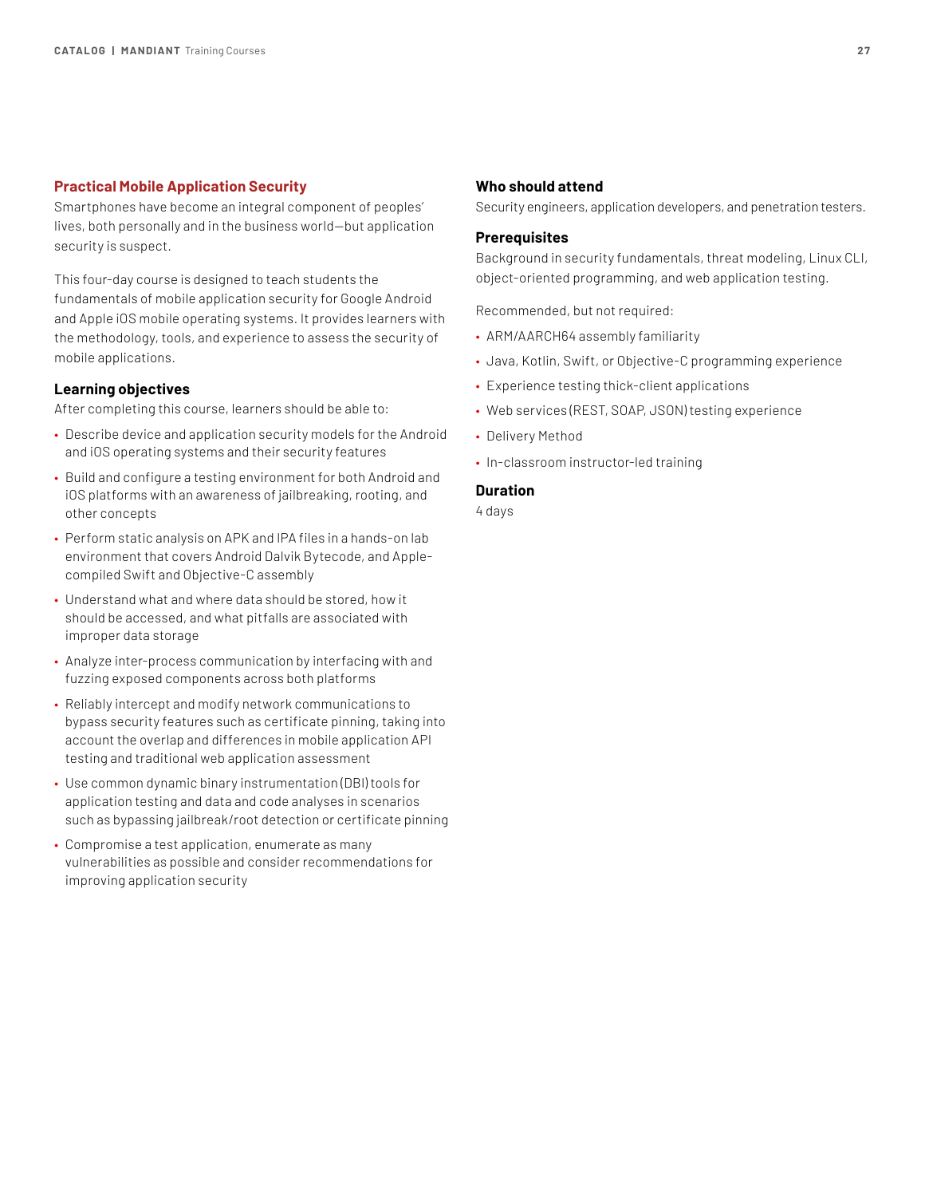## Practical Mobile Application Security

Smartphones have become an integral component of peoples' lives, both personally and in the business world—but application security is suspect.

This four-day course is designed to teach students the fundamentals of mobile application security for Google Android and Apple iOS mobile operating systems. It provides learners with the methodology, tools, and experience to assess the security of mobile applications.

### Learning objectives

After completing this course, learners should be able to:

- Describe device and application security models for the Android and iOS operating systems and their security features
- Build and configure a testing environment for both Android and iOS platforms with an awareness of jailbreaking, rooting, and other concepts
- Perform static analysis on APK and IPA files in a hands-on lab environment that covers Android Dalvik Bytecode, and Apple-compiled Swift and Objective-C assembly
- Understand what and where data should be stored, how it should be accessed, and what pitfalls are associated with improper data storage
- Analyze inter-process communication by interfacing with and fuzzing exposed components across both platforms
- Reliably intercept and modify network communications to bypass security features such as certificate pinning, taking into account the overlap and differences in mobile application API testing and traditional web application assessment
- Use common dynamic binary instrumentation (DBI) tools for application testing and data and code analyses in scenarios such as bypassing jailbreak/root detection or certificate pinning
- Compromise a test application, enumerate as many vulnerabilities as possible and consider recommendations for improving application security

### Who should attend

Security engineers, application developers, and penetration testers.

### Prerequisites

Background in security fundamentals, threat modeling, Linux CLI, object-oriented programming, and web application testing.

Recommended, but not required:

- ARM/AARCH64 assembly familiarity
- Java, Kotlin, Swift, or Objective-C programming experience
- Experience testing thick-client applications
- Web services (REST, SOAP, JSON) testing experience
- Delivery Method
- In-classroom instructor-led training

### Duration

4 days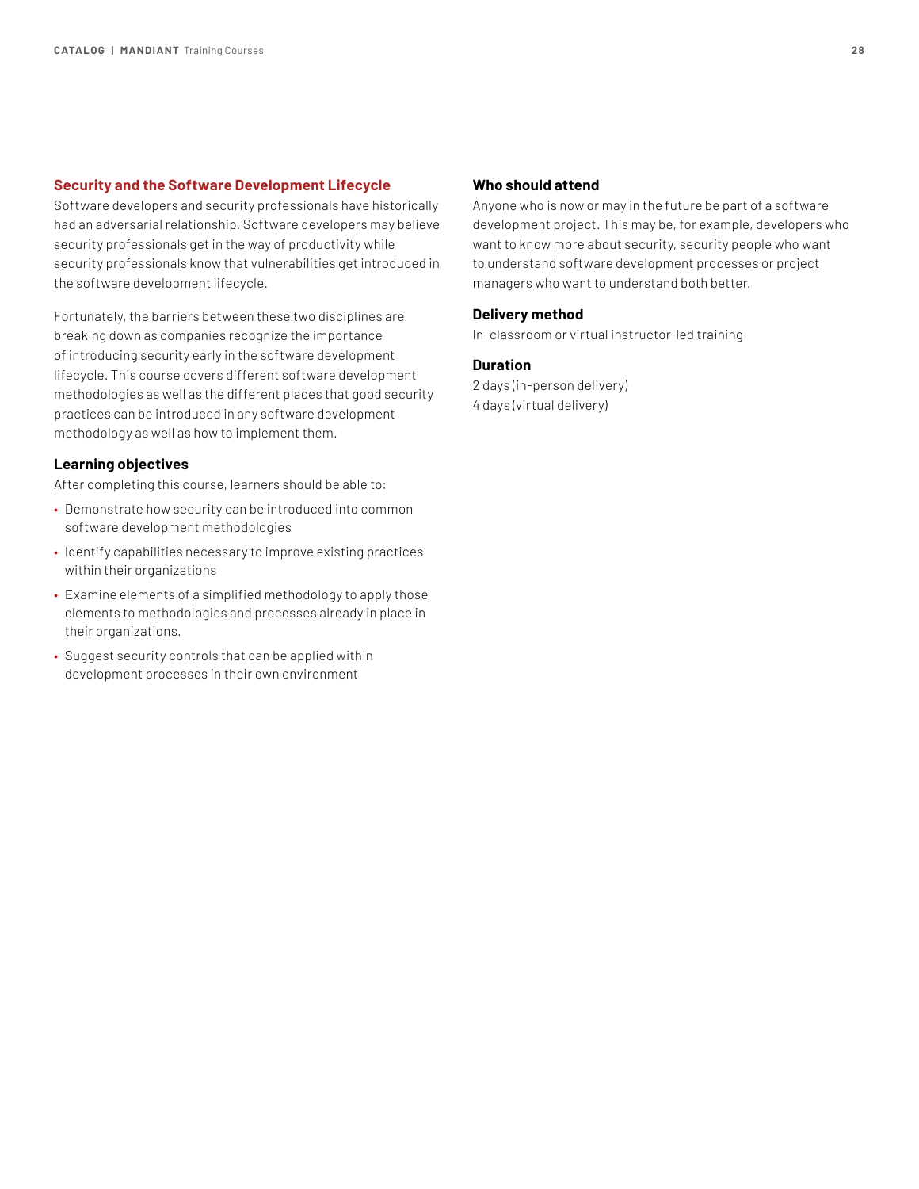## Security and the Software Development Lifecycle

Software developers and security professionals have historically had an adversarial relationship. Software developers may believe security professionals get in the way of productivity while security professionals know that vulnerabilities get introduced in the software development lifecycle.

Fortunately, the barriers between these two disciplines are breaking down as companies recognize the importance of introducing security early in the software development lifecycle. This course covers different software development methodologies as well as the different places that good security practices can be introduced in any software development methodology as well as how to implement them.

### Learning objectives

After completing this course, learners should be able to:

- Demonstrate how security can be introduced into common software development methodologies
- Identify capabilities necessary to improve existing practices within their organizations
- Examine elements of a simplified methodology to apply those elements to methodologies and processes already in place in their organizations.
- Suggest security controls that can be applied within development processes in their own environment

### Who should attend

Anyone who is now or may in the future be part of a software development project. This may be, for example, developers who want to know more about security, security people who want to understand software development processes or project managers who want to understand both better.

### Delivery method

In-classroom or virtual instructor-led training

### Duration

2 days (in-person delivery)
4 days (virtual delivery)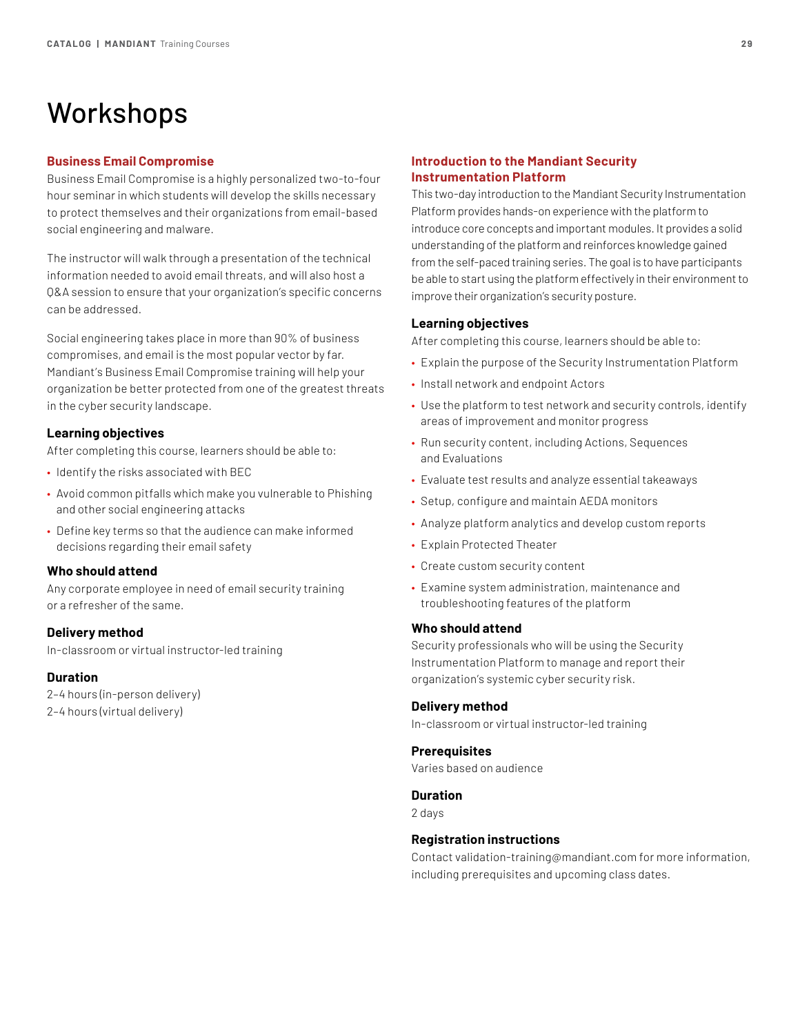# Workshops

## Business Email Compromise

Business Email Compromise is a highly personalized two-to-four hour seminar in which students will develop the skills necessary to protect themselves and their organizations from email-based social engineering and malware.

The instructor will walk through a presentation of the technical information needed to avoid email threats, and will also host a Q&A session to ensure that your organization's specific concerns can be addressed.

Social engineering takes place in more than 90% of business compromises, and email is the most popular vector by far. Mandiant's Business Email Compromise training will help your organization be better protected from one of the greatest threats in the cyber security landscape.

### Learning objectives

After completing this course, learners should be able to:

- Identify the risks associated with BEC
- Avoid common pitfalls which make you vulnerable to Phishing and other social engineering attacks
- Define key terms so that the audience can make informed decisions regarding their email safety

### Who should attend

Any corporate employee in need of email security training or a refresher of the same.

### Delivery method

In-classroom or virtual instructor-led training

### Duration

2–4 hours (in-person delivery)
2–4 hours (virtual delivery)

## Introduction to the Mandiant Security Instrumentation Platform

This two-day introduction to the Mandiant Security Instrumentation Platform provides hands-on experience with the platform to introduce core concepts and important modules. It provides a solid understanding of the platform and reinforces knowledge gained from the self-paced training series. The goal is to have participants be able to start using the platform effectively in their environment to improve their organization's security posture.

### Learning objectives

After completing this course, learners should be able to:

- Explain the purpose of the Security Instrumentation Platform
- Install network and endpoint Actors
- Use the platform to test network and security controls, identify areas of improvement and monitor progress
- Run security content, including Actions, Sequences and Evaluations
- Evaluate test results and analyze essential takeaways
- Setup, configure and maintain AEDA monitors
- Analyze platform analytics and develop custom reports
- Explain Protected Theater
- Create custom security content
- Examine system administration, maintenance and troubleshooting features of the platform

### Who should attend

Security professionals who will be using the Security Instrumentation Platform to manage and report their organization's systemic cyber security risk.

### Delivery method

In-classroom or virtual instructor-led training

### Prerequisites

Varies based on audience

### Duration

2 days

### Registration instructions

Contact validation-training@mandiant.com for more information, including prerequisites and upcoming class dates.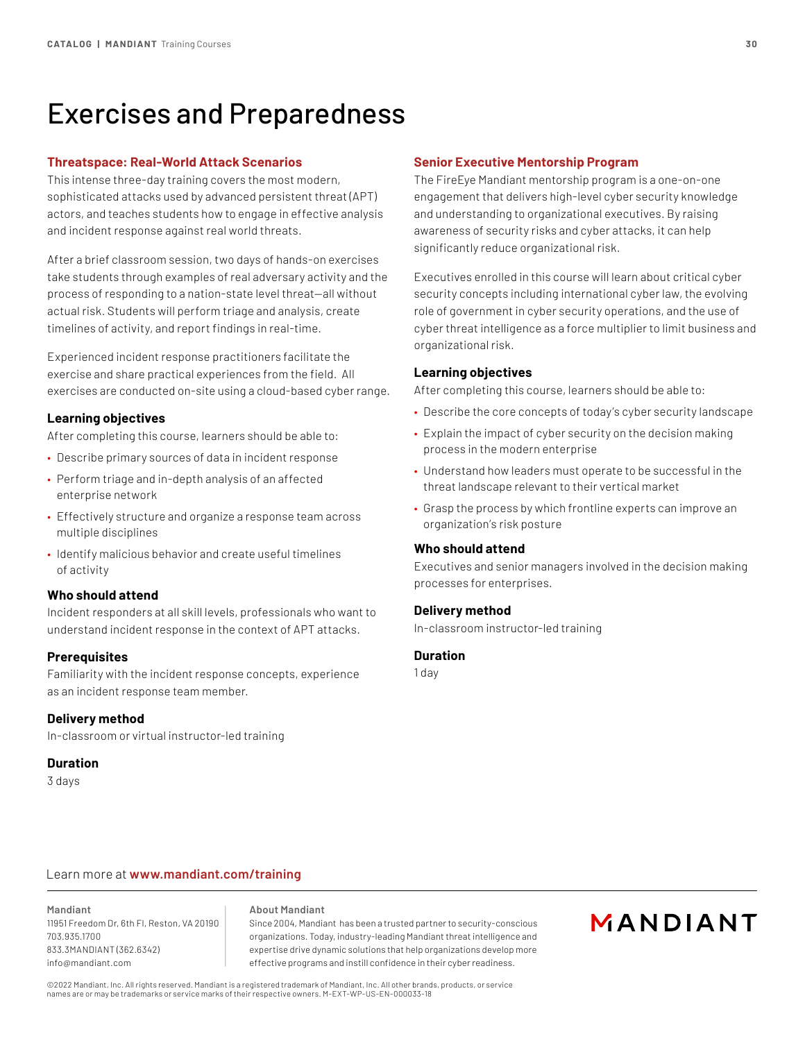# Exercises and Preparedness

## Threatspace: Real-World Attack Scenarios

This intense three-day training covers the most modern, sophisticated attacks used by advanced persistent threat (APT) actors, and teaches students how to engage in effective analysis and incident response against real world threats.

After a brief classroom session, two days of hands-on exercises take students through examples of real adversary activity and the process of responding to a nation-state level threat—all without actual risk. Students will perform triage and analysis, create timelines of activity, and report findings in real-time.

Experienced incident response practitioners facilitate the exercise and share practical experiences from the field. All exercises are conducted on-site using a cloud-based cyber range.

### Learning objectives

After completing this course, learners should be able to:

- Describe primary sources of data in incident response
- Perform triage and in-depth analysis of an affected enterprise network
- Effectively structure and organize a response team across multiple disciplines
- Identify malicious behavior and create useful timelines of activity

### Who should attend

Incident responders at all skill levels, professionals who want to understand incident response in the context of APT attacks.

### Prerequisites

Familiarity with the incident response concepts, experience as an incident response team member.

### Delivery method

In-classroom or virtual instructor-led training

### Duration

3 days

## Senior Executive Mentorship Program

The FireEye Mandiant mentorship program is a one-on-one engagement that delivers high-level cyber security knowledge and understanding to organizational executives. By raising awareness of security risks and cyber attacks, it can help significantly reduce organizational risk.

Executives enrolled in this course will learn about critical cyber security concepts including international cyber law, the evolving role of government in cyber security operations, and the use of cyber threat intelligence as a force multiplier to limit business and organizational risk.

### Learning objectives

After completing this course, learners should be able to:

- Describe the core concepts of today's cyber security landscape
- Explain the impact of cyber security on the decision making process in the modern enterprise
- Understand how leaders must operate to be successful in the threat landscape relevant to their vertical market
- Grasp the process by which frontline experts can improve an organization's risk posture

### Who should attend

Executives and senior managers involved in the decision making processes for enterprises.

### Delivery method

In-classroom instructor-led training

### Duration

1 day

Learn more at **www.mandiant.com/training**

**Mandiant**
11951 Freedom Dr, 6th Fl, Reston, VA 20190
703.935.1700
833.3MANDIANT (362.6342)
info@mandiant.com

**About Mandiant**
Since 2004, Mandiant has been a trusted partner to security-conscious organizations. Today, industry-leading Mandiant threat intelligence and expertise drive dynamic solutions that help organizations develop more effective programs and instill confidence in their cyber readiness.

MANDIANT

©2022 Mandiant, Inc. All rights reserved. Mandiant is a registered trademark of Mandiant, Inc. All other brands, products, or service names are or may be trademarks or service marks of their respective owners. M-EXT-WP-US-EN-000033-18